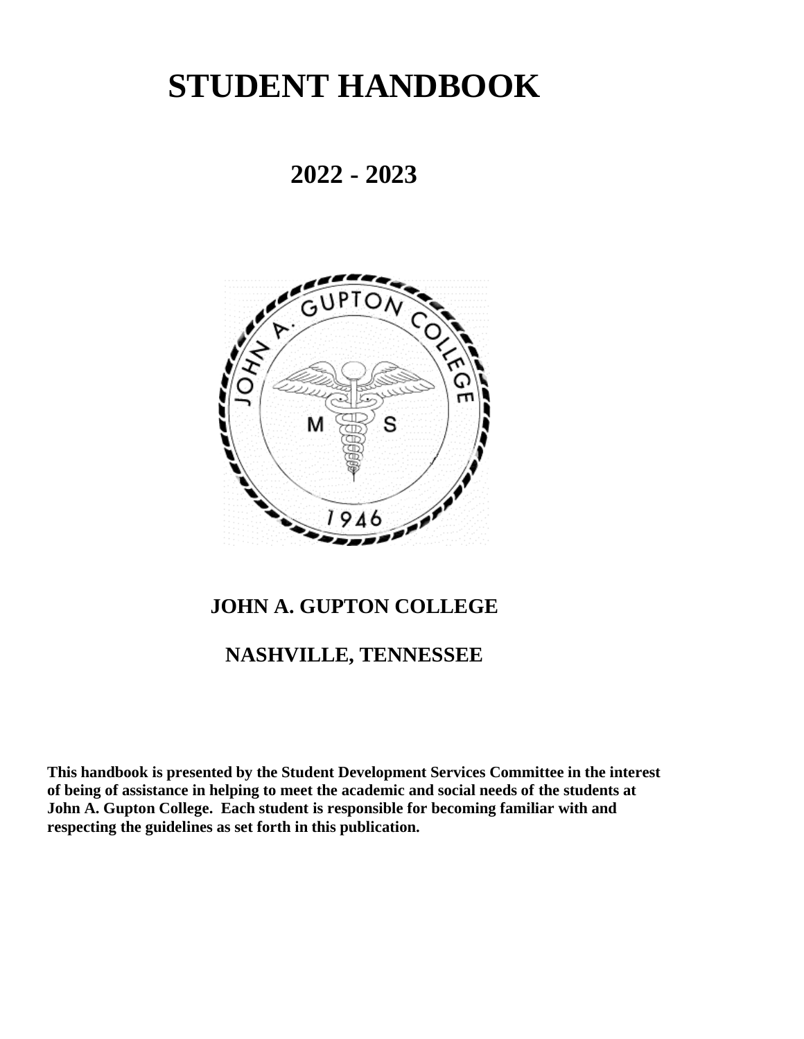# STUDENT HANDBOOK

## 2022 - 2023

## JOHN A. GUPTON COLLEGE

## NASHVILLE, TENNESSEE

**This handbook is presented by the Student Development Services Committee in the interest of being of assistance in helping to meet the academic and social needs of the students at John A. Gupton College. Each student is responsible for becoming familiar with and respecting the guidelines as set forth in this publication.**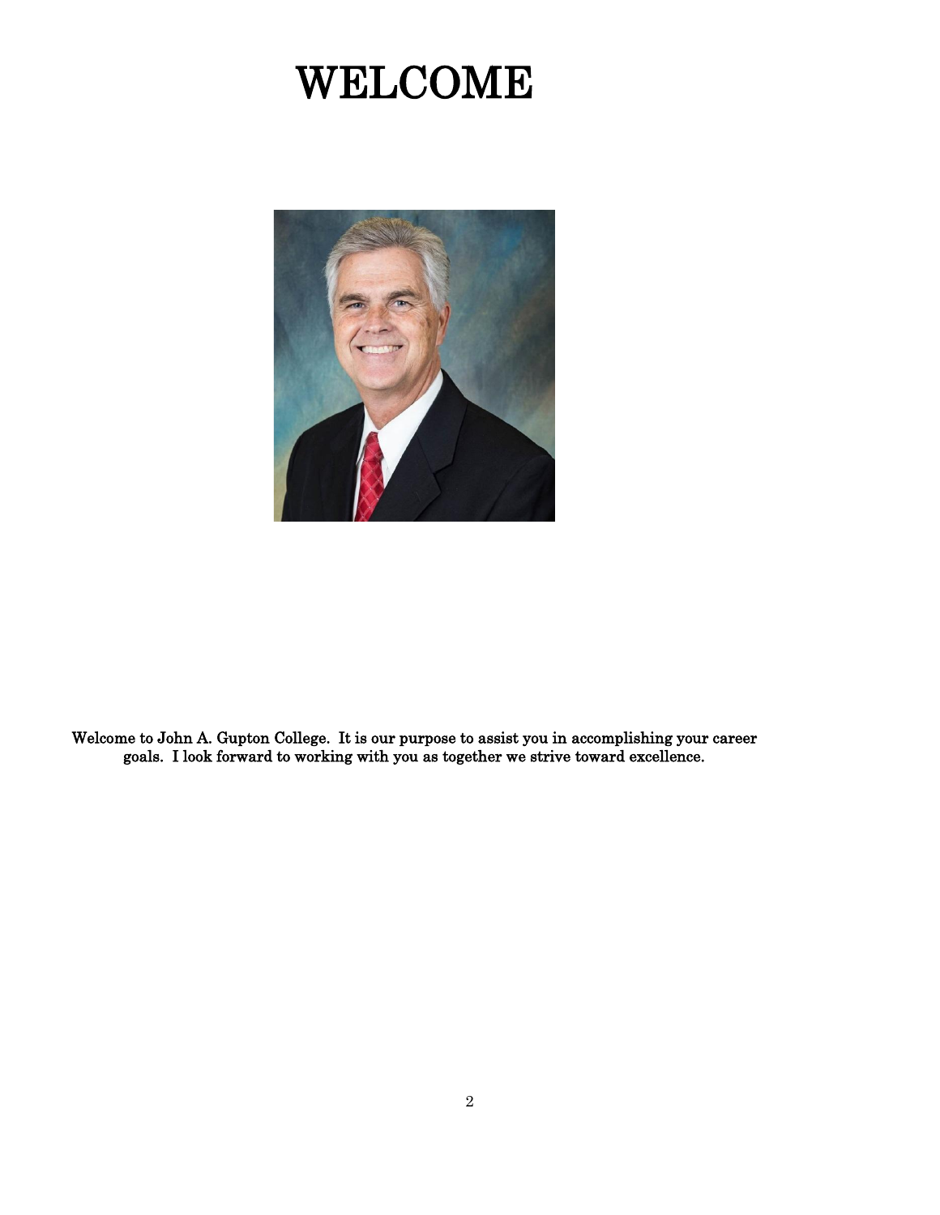# WELCOME

Welcome to John A. Gupton College. It is our purpose to assist you in accomplishing your career goals. I look forward to working with you as together we strive toward excellence.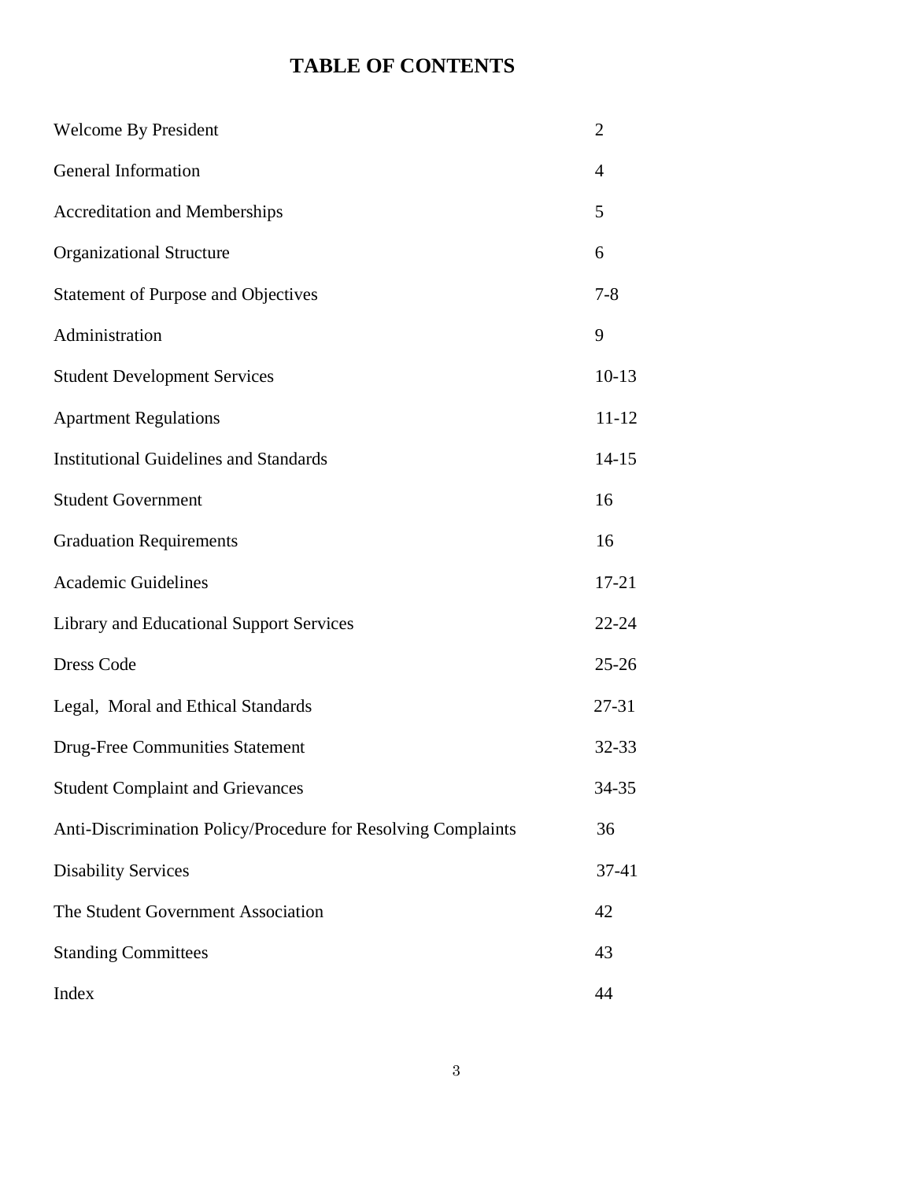# TABLE OF CONTENTS

| | |
|---|---|
| Welcome By President | 2 |
| General Information | 4 |
| Accreditation and Memberships | 5 |
| Organizational Structure | 6 |
| Statement of Purpose and Objectives | 7-8 |
| Administration | 9 |
| Student Development Services | 10-13 |
| Apartment Regulations | 11-12 |
| Institutional Guidelines and Standards | 14-15 |
| Student Government | 16 |
| Graduation Requirements | 16 |
| Academic Guidelines | 17-21 |
| Library and Educational Support Services | 22-24 |
| Dress Code | 25-26 |
| Legal, Moral and Ethical Standards | 27-31 |
| Drug-Free Communities Statement | 32-33 |
| Student Complaint and Grievances | 34-35 |
| Anti-Discrimination Policy/Procedure for Resolving Complaints | 36 |
| Disability Services | 37-41 |
| The Student Government Association | 42 |
| Standing Committees | 43 |
| Index | 44 |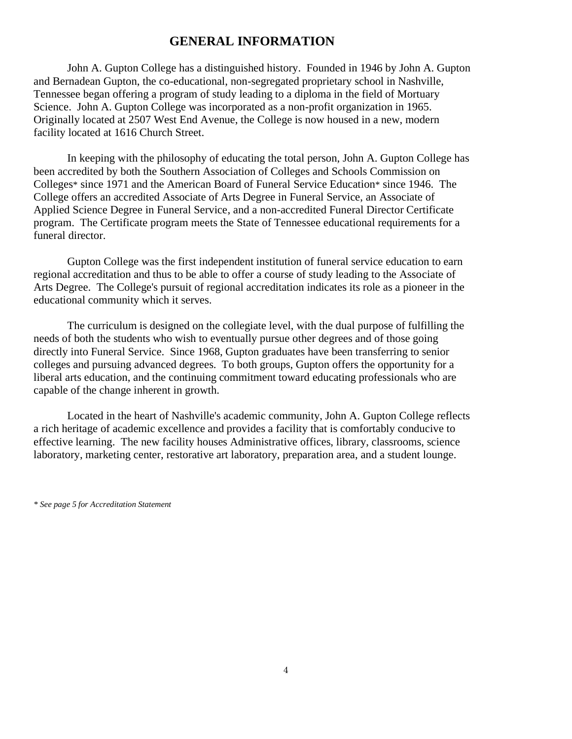# GENERAL INFORMATION

John A. Gupton College has a distinguished history. Founded in 1946 by John A. Gupton and Bernadean Gupton, the co-educational, non-segregated proprietary school in Nashville, Tennessee began offering a program of study leading to a diploma in the field of Mortuary Science. John A. Gupton College was incorporated as a non-profit organization in 1965. Originally located at 2507 West End Avenue, the College is now housed in a new, modern facility located at 1616 Church Street.

In keeping with the philosophy of educating the total person, John A. Gupton College has been accredited by both the Southern Association of Colleges and Schools Commission on Colleges* since 1971 and the American Board of Funeral Service Education* since 1946. The College offers an accredited Associate of Arts Degree in Funeral Service, an Associate of Applied Science Degree in Funeral Service, and a non-accredited Funeral Director Certificate program. The Certificate program meets the State of Tennessee educational requirements for a funeral director.

Gupton College was the first independent institution of funeral service education to earn regional accreditation and thus to be able to offer a course of study leading to the Associate of Arts Degree. The College's pursuit of regional accreditation indicates its role as a pioneer in the educational community which it serves.

The curriculum is designed on the collegiate level, with the dual purpose of fulfilling the needs of both the students who wish to eventually pursue other degrees and of those going directly into Funeral Service. Since 1968, Gupton graduates have been transferring to senior colleges and pursuing advanced degrees. To both groups, Gupton offers the opportunity for a liberal arts education, and the continuing commitment toward educating professionals who are capable of the change inherent in growth.

Located in the heart of Nashville's academic community, John A. Gupton College reflects a rich heritage of academic excellence and provides a facility that is comfortably conducive to effective learning. The new facility houses Administrative offices, library, classrooms, science laboratory, marketing center, restorative art laboratory, preparation area, and a student lounge.

*\* See page 5 for Accreditation Statement*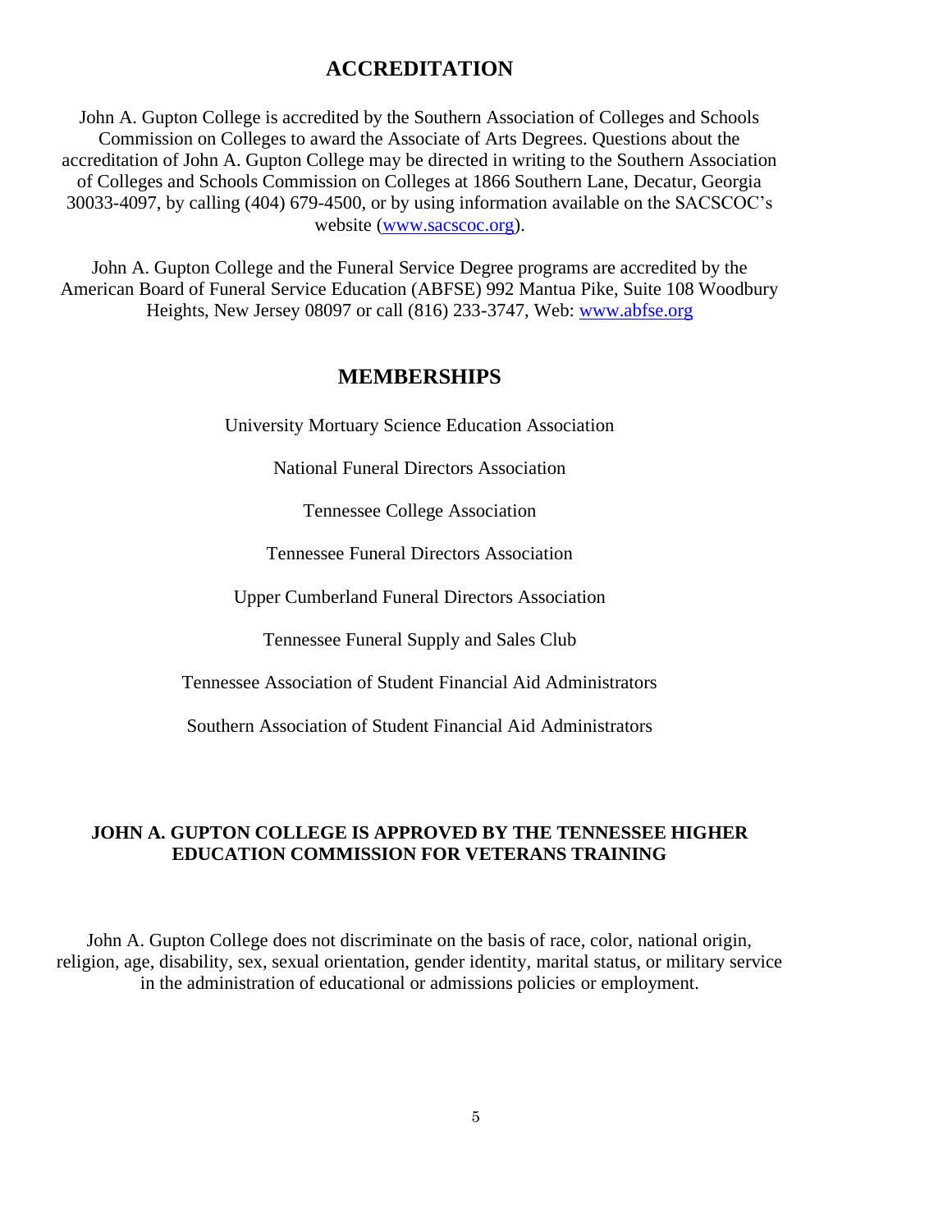## ACCREDITATION

John A. Gupton College is accredited by the Southern Association of Colleges and Schools Commission on Colleges to award the Associate of Arts Degrees. Questions about the accreditation of John A. Gupton College may be directed in writing to the Southern Association of Colleges and Schools Commission on Colleges at 1866 Southern Lane, Decatur, Georgia 30033-4097, by calling (404) 679-4500, or by using information available on the SACSCOC's website (www.sacscoc.org).

John A. Gupton College and the Funeral Service Degree programs are accredited by the American Board of Funeral Service Education (ABFSE) 992 Mantua Pike, Suite 108 Woodbury Heights, New Jersey 08097 or call (816) 233-3747, Web: www.abfse.org

## MEMBERSHIPS

University Mortuary Science Education Association

National Funeral Directors Association

Tennessee College Association

Tennessee Funeral Directors Association

Upper Cumberland Funeral Directors Association

Tennessee Funeral Supply and Sales Club

Tennessee Association of Student Financial Aid Administrators

Southern Association of Student Financial Aid Administrators

**JOHN A. GUPTON COLLEGE IS APPROVED BY THE TENNESSEE HIGHER EDUCATION COMMISSION FOR VETERANS TRAINING**

John A. Gupton College does not discriminate on the basis of race, color, national origin, religion, age, disability, sex, sexual orientation, gender identity, marital status, or military service in the administration of educational or admissions policies or employment.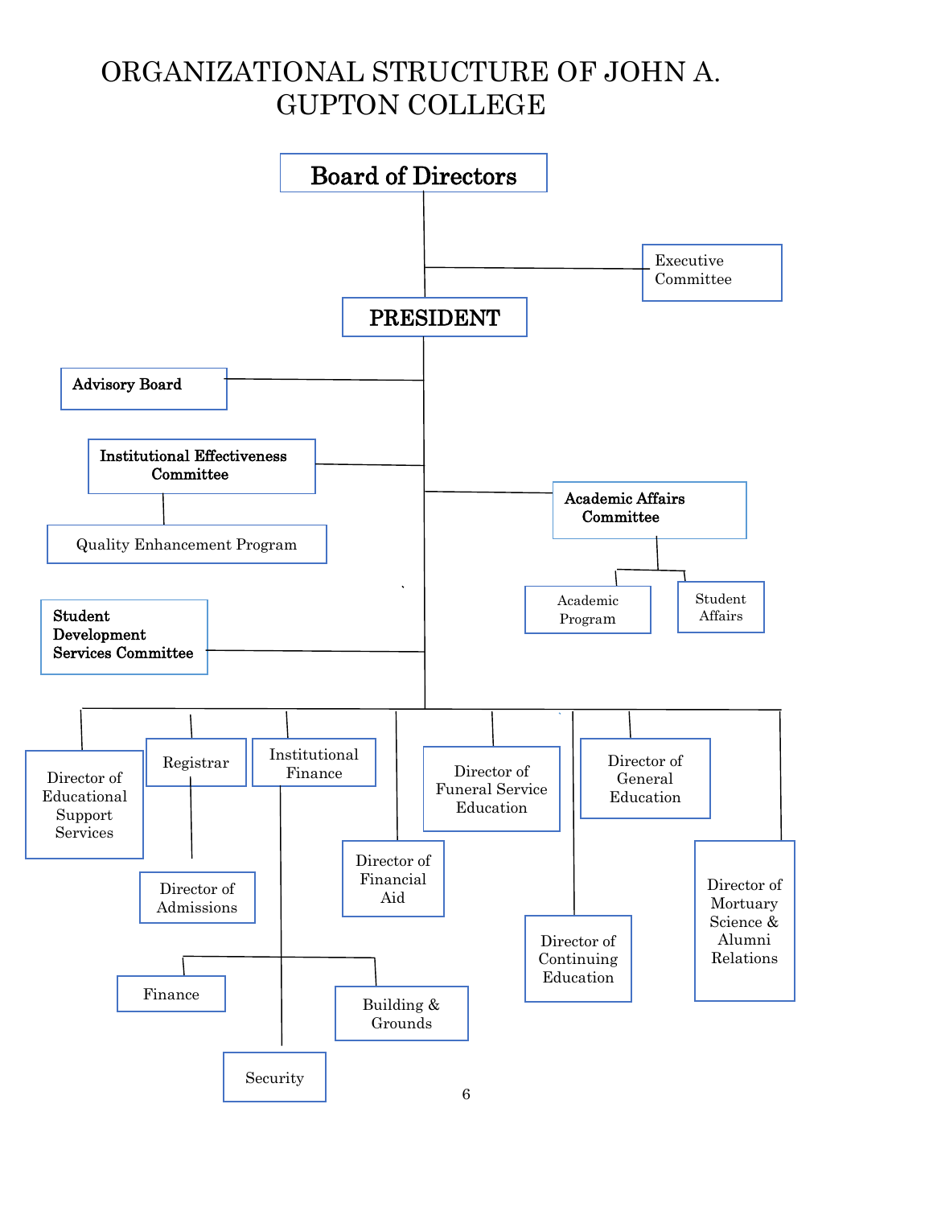# ORGANIZATIONAL STRUCTURE OF JOHN A. GUPTON COLLEGE

- **Board of Directors**
  - Executive Committee
  - **PRESIDENT**
    - **Advisory Board**
    - **Institutional Effectiveness Committee**
      - Quality Enhancement Program
    - **Academic Affairs Committee**
      - Academic Program
      - Student Affairs
    - **Student Development Services Committee**
    - Director of Educational Support Services
    - Registrar
      - Director of Admissions
    - Institutional Finance
      - Finance
      - Building & Grounds
      - Security
    - Director of Financial Aid
    - Director of Funeral Service Education
    - Director of Continuing Education
    - Director of General Education
    - Director of Mortuary Science & Alumni Relations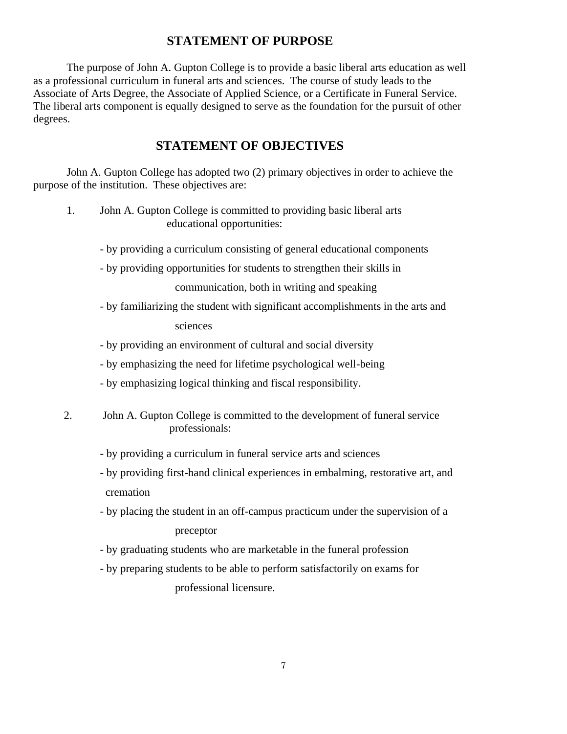## STATEMENT OF PURPOSE

The purpose of John A. Gupton College is to provide a basic liberal arts education as well as a professional curriculum in funeral arts and sciences. The course of study leads to the Associate of Arts Degree, the Associate of Applied Science, or a Certificate in Funeral Service. The liberal arts component is equally designed to serve as the foundation for the pursuit of other degrees.

## STATEMENT OF OBJECTIVES

John A. Gupton College has adopted two (2) primary objectives in order to achieve the purpose of the institution. These objectives are:

1. John A. Gupton College is committed to providing basic liberal arts educational opportunities:

   - by providing a curriculum consisting of general educational components
   - by providing opportunities for students to strengthen their skills in communication, both in writing and speaking
   - by familiarizing the student with significant accomplishments in the arts and sciences
   - by providing an environment of cultural and social diversity
   - by emphasizing the need for lifetime psychological well-being
   - by emphasizing logical thinking and fiscal responsibility.

2. John A. Gupton College is committed to the development of funeral service professionals:

   - by providing a curriculum in funeral service arts and sciences
   - by providing first-hand clinical experiences in embalming, restorative art, and cremation
   - by placing the student in an off-campus practicum under the supervision of a preceptor
   - by graduating students who are marketable in the funeral profession
   - by preparing students to be able to perform satisfactorily on exams for professional licensure.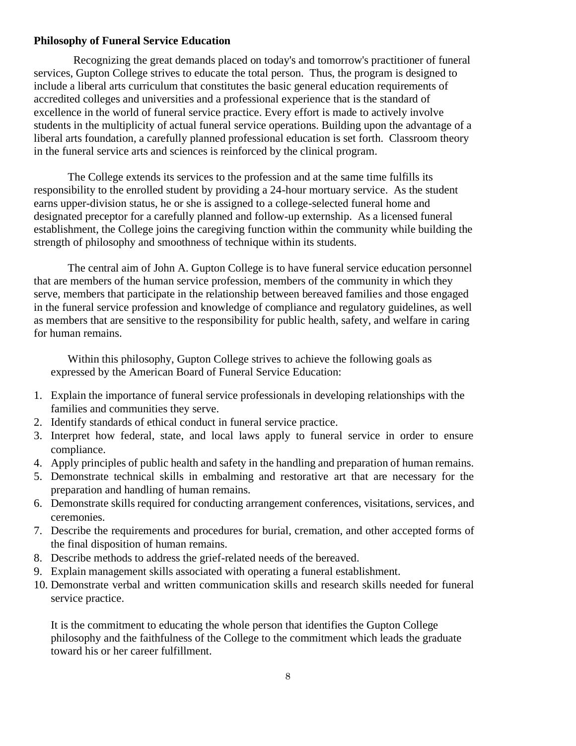**Philosophy of Funeral Service Education**

Recognizing the great demands placed on today's and tomorrow's practitioner of funeral services, Gupton College strives to educate the total person. Thus, the program is designed to include a liberal arts curriculum that constitutes the basic general education requirements of accredited colleges and universities and a professional experience that is the standard of excellence in the world of funeral service practice. Every effort is made to actively involve students in the multiplicity of actual funeral service operations. Building upon the advantage of a liberal arts foundation, a carefully planned professional education is set forth. Classroom theory in the funeral service arts and sciences is reinforced by the clinical program.

The College extends its services to the profession and at the same time fulfills its responsibility to the enrolled student by providing a 24-hour mortuary service. As the student earns upper-division status, he or she is assigned to a college-selected funeral home and designated preceptor for a carefully planned and follow-up externship. As a licensed funeral establishment, the College joins the caregiving function within the community while building the strength of philosophy and smoothness of technique within its students.

The central aim of John A. Gupton College is to have funeral service education personnel that are members of the human service profession, members of the community in which they serve, members that participate in the relationship between bereaved families and those engaged in the funeral service profession and knowledge of compliance and regulatory guidelines, as well as members that are sensitive to the responsibility for public health, safety, and welfare in caring for human remains.

Within this philosophy, Gupton College strives to achieve the following goals as expressed by the American Board of Funeral Service Education:

1. Explain the importance of funeral service professionals in developing relationships with the families and communities they serve.
2. Identify standards of ethical conduct in funeral service practice.
3. Interpret how federal, state, and local laws apply to funeral service in order to ensure compliance.
4. Apply principles of public health and safety in the handling and preparation of human remains.
5. Demonstrate technical skills in embalming and restorative art that are necessary for the preparation and handling of human remains.
6. Demonstrate skills required for conducting arrangement conferences, visitations, services, and ceremonies.
7. Describe the requirements and procedures for burial, cremation, and other accepted forms of the final disposition of human remains.
8. Describe methods to address the grief-related needs of the bereaved.
9. Explain management skills associated with operating a funeral establishment.
10. Demonstrate verbal and written communication skills and research skills needed for funeral service practice.

It is the commitment to educating the whole person that identifies the Gupton College philosophy and the faithfulness of the College to the commitment which leads the graduate toward his or her career fulfillment.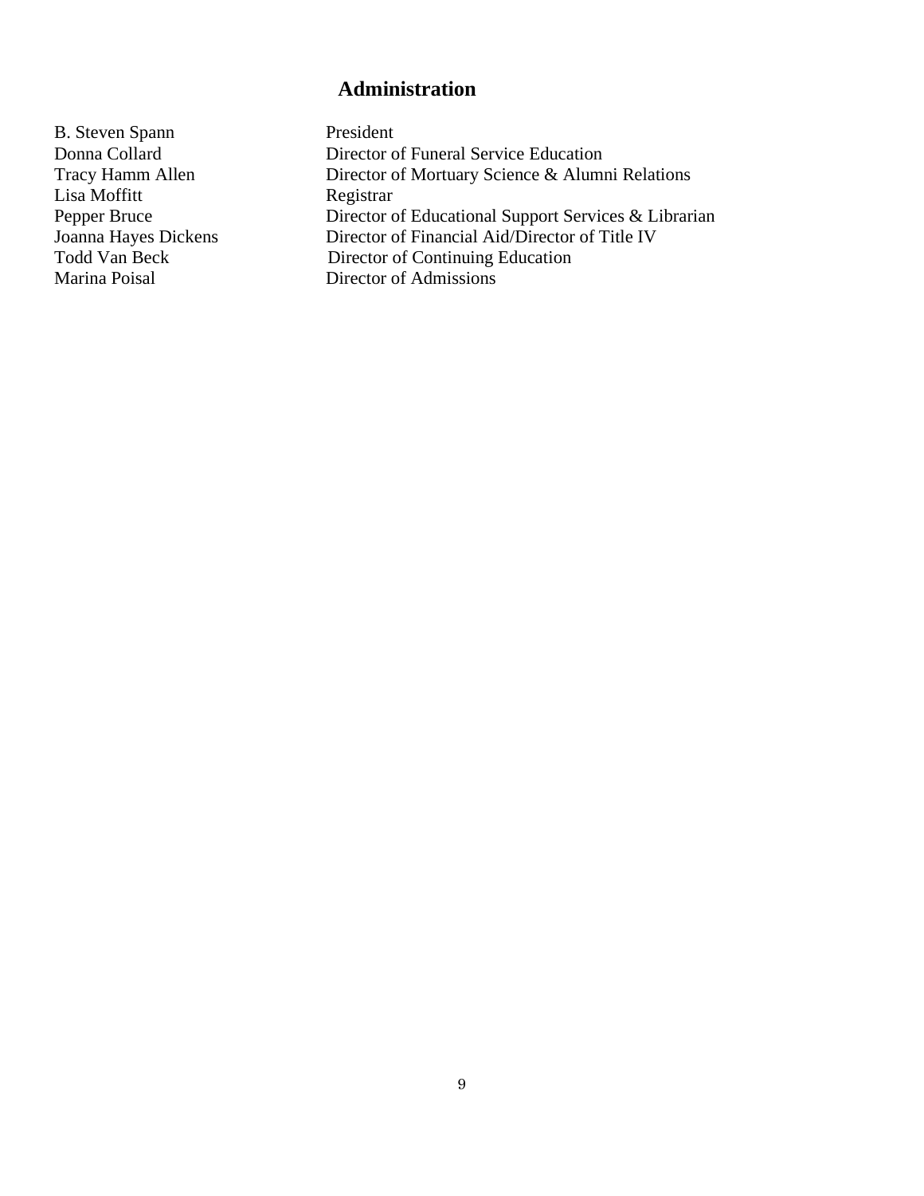# Administration

| | |
|---|---|
| B. Steven Spann | President |
| Donna Collard | Director of Funeral Service Education |
| Tracy Hamm Allen | Director of Mortuary Science & Alumni Relations |
| Lisa Moffitt | Registrar |
| Pepper Bruce | Director of Educational Support Services & Librarian |
| Joanna Hayes Dickens | Director of Financial Aid/Director of Title IV |
| Todd Van Beck | Director of Continuing Education |
| Marina Poisal | Director of Admissions |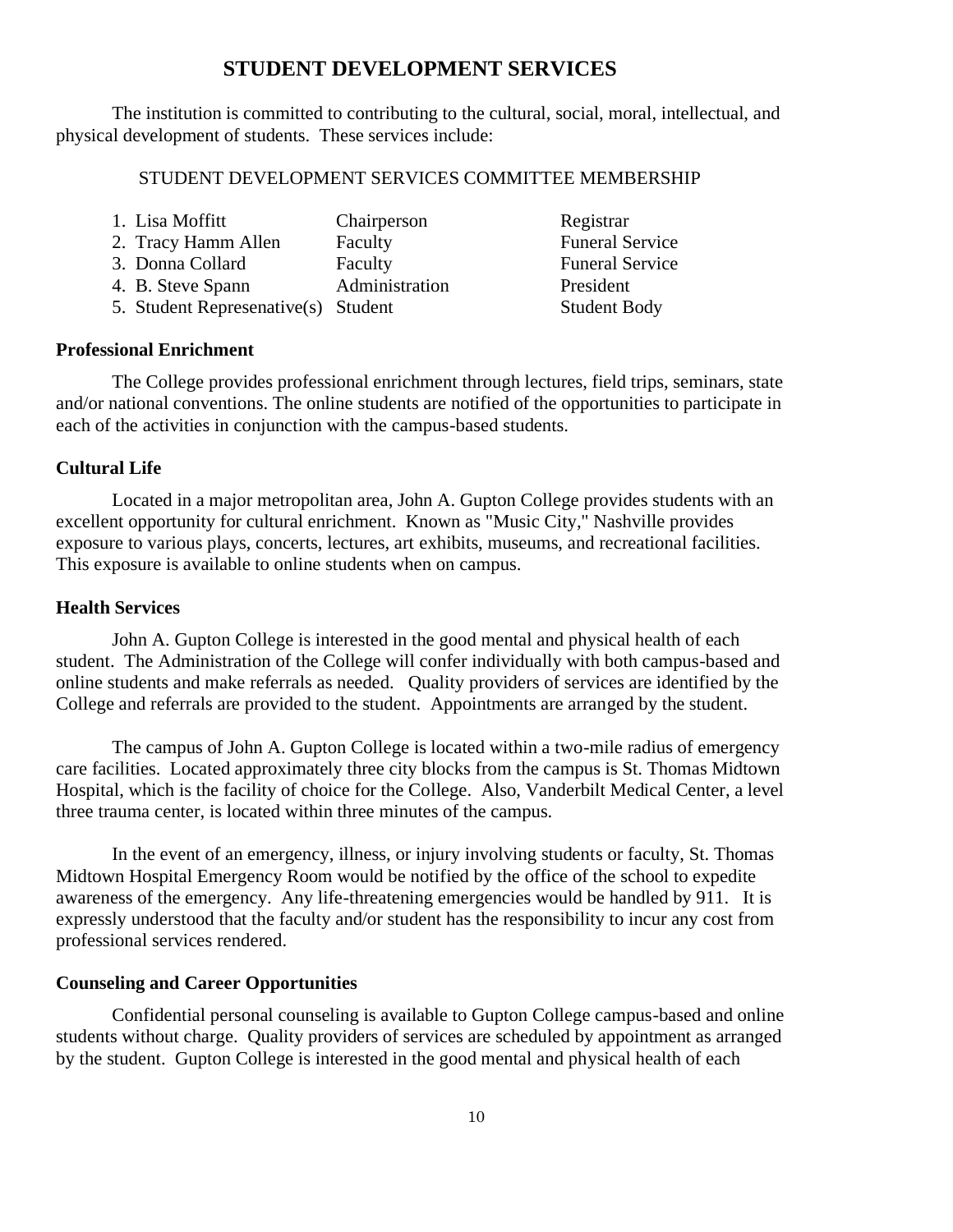# STUDENT DEVELOPMENT SERVICES

The institution is committed to contributing to the cultural, social, moral, intellectual, and physical development of students. These services include:

STUDENT DEVELOPMENT SERVICES COMMITTEE MEMBERSHIP

| | | |
|---|---|---|
| 1. Lisa Moffitt | Chairperson | Registrar |
| 2. Tracy Hamm Allen | Faculty | Funeral Service |
| 3. Donna Collard | Faculty | Funeral Service |
| 4. B. Steve Spann | Administration | President |
| 5. Student Represenative(s) | Student | Student Body |

**Professional Enrichment**

The College provides professional enrichment through lectures, field trips, seminars, state and/or national conventions. The online students are notified of the opportunities to participate in each of the activities in conjunction with the campus-based students.

**Cultural Life**

Located in a major metropolitan area, John A. Gupton College provides students with an excellent opportunity for cultural enrichment. Known as "Music City," Nashville provides exposure to various plays, concerts, lectures, art exhibits, museums, and recreational facilities. This exposure is available to online students when on campus.

**Health Services**

John A. Gupton College is interested in the good mental and physical health of each student. The Administration of the College will confer individually with both campus-based and online students and make referrals as needed. Quality providers of services are identified by the College and referrals are provided to the student. Appointments are arranged by the student.

The campus of John A. Gupton College is located within a two-mile radius of emergency care facilities. Located approximately three city blocks from the campus is St. Thomas Midtown Hospital, which is the facility of choice for the College. Also, Vanderbilt Medical Center, a level three trauma center, is located within three minutes of the campus.

In the event of an emergency, illness, or injury involving students or faculty, St. Thomas Midtown Hospital Emergency Room would be notified by the office of the school to expedite awareness of the emergency. Any life-threatening emergencies would be handled by 911. It is expressly understood that the faculty and/or student has the responsibility to incur any cost from professional services rendered.

**Counseling and Career Opportunities**

Confidential personal counseling is available to Gupton College campus-based and online students without charge. Quality providers of services are scheduled by appointment as arranged by the student. Gupton College is interested in the good mental and physical health of each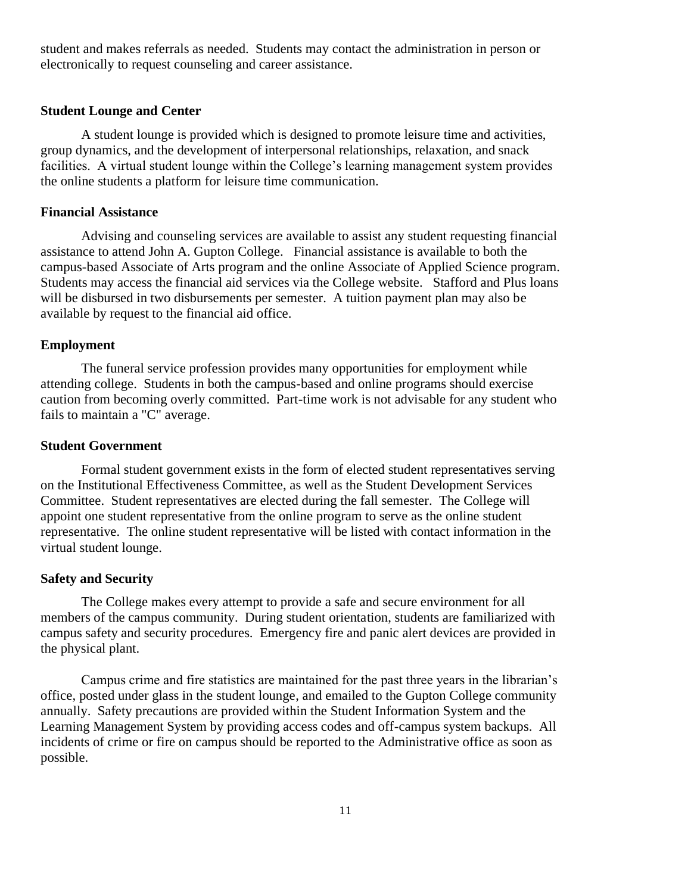student and makes referrals as needed. Students may contact the administration in person or electronically to request counseling and career assistance.

**Student Lounge and Center**

A student lounge is provided which is designed to promote leisure time and activities, group dynamics, and the development of interpersonal relationships, relaxation, and snack facilities. A virtual student lounge within the College's learning management system provides the online students a platform for leisure time communication.

**Financial Assistance**

Advising and counseling services are available to assist any student requesting financial assistance to attend John A. Gupton College. Financial assistance is available to both the campus-based Associate of Arts program and the online Associate of Applied Science program. Students may access the financial aid services via the College website. Stafford and Plus loans will be disbursed in two disbursements per semester. A tuition payment plan may also be available by request to the financial aid office.

**Employment**

The funeral service profession provides many opportunities for employment while attending college. Students in both the campus-based and online programs should exercise caution from becoming overly committed. Part-time work is not advisable for any student who fails to maintain a "C" average.

**Student Government**

Formal student government exists in the form of elected student representatives serving on the Institutional Effectiveness Committee, as well as the Student Development Services Committee. Student representatives are elected during the fall semester. The College will appoint one student representative from the online program to serve as the online student representative. The online student representative will be listed with contact information in the virtual student lounge.

**Safety and Security**

The College makes every attempt to provide a safe and secure environment for all members of the campus community. During student orientation, students are familiarized with campus safety and security procedures. Emergency fire and panic alert devices are provided in the physical plant.

Campus crime and fire statistics are maintained for the past three years in the librarian's office, posted under glass in the student lounge, and emailed to the Gupton College community annually. Safety precautions are provided within the Student Information System and the Learning Management System by providing access codes and off-campus system backups. All incidents of crime or fire on campus should be reported to the Administrative office as soon as possible.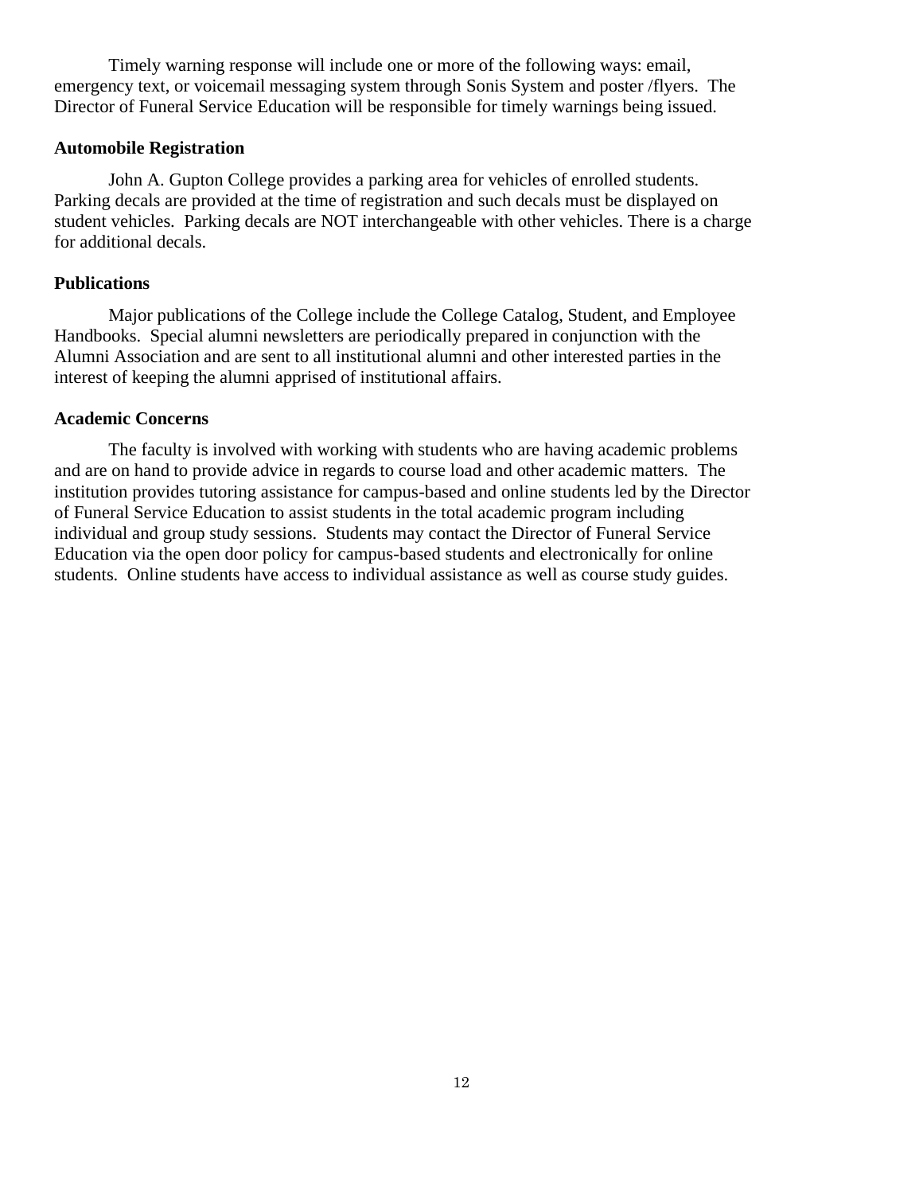Timely warning response will include one or more of the following ways: email, emergency text, or voicemail messaging system through Sonis System and poster /flyers. The Director of Funeral Service Education will be responsible for timely warnings being issued.

**Automobile Registration**

John A. Gupton College provides a parking area for vehicles of enrolled students. Parking decals are provided at the time of registration and such decals must be displayed on student vehicles. Parking decals are NOT interchangeable with other vehicles. There is a charge for additional decals.

**Publications**

Major publications of the College include the College Catalog, Student, and Employee Handbooks. Special alumni newsletters are periodically prepared in conjunction with the Alumni Association and are sent to all institutional alumni and other interested parties in the interest of keeping the alumni apprised of institutional affairs.

**Academic Concerns**

The faculty is involved with working with students who are having academic problems and are on hand to provide advice in regards to course load and other academic matters. The institution provides tutoring assistance for campus-based and online students led by the Director of Funeral Service Education to assist students in the total academic program including individual and group study sessions. Students may contact the Director of Funeral Service Education via the open door policy for campus-based students and electronically for online students. Online students have access to individual assistance as well as course study guides.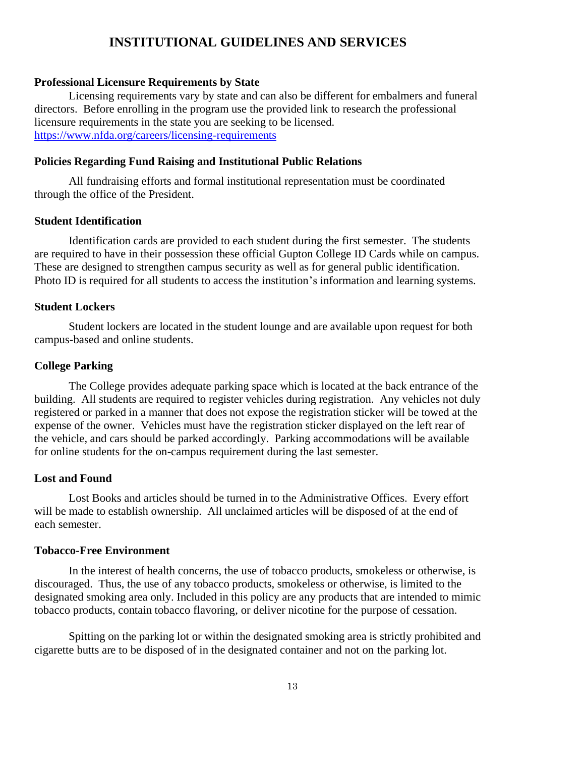# INSTITUTIONAL GUIDELINES AND SERVICES

### Professional Licensure Requirements by State

Licensing requirements vary by state and can also be different for embalmers and funeral directors. Before enrolling in the program use the provided link to research the professional licensure requirements in the state you are seeking to be licensed.
https://www.nfda.org/careers/licensing-requirements

### Policies Regarding Fund Raising and Institutional Public Relations

All fundraising efforts and formal institutional representation must be coordinated through the office of the President.

### Student Identification

Identification cards are provided to each student during the first semester. The students are required to have in their possession these official Gupton College ID Cards while on campus. These are designed to strengthen campus security as well as for general public identification. Photo ID is required for all students to access the institution's information and learning systems.

### Student Lockers

Student lockers are located in the student lounge and are available upon request for both campus-based and online students.

### College Parking

The College provides adequate parking space which is located at the back entrance of the building. All students are required to register vehicles during registration. Any vehicles not duly registered or parked in a manner that does not expose the registration sticker will be towed at the expense of the owner. Vehicles must have the registration sticker displayed on the left rear of the vehicle, and cars should be parked accordingly. Parking accommodations will be available for online students for the on-campus requirement during the last semester.

### Lost and Found

Lost Books and articles should be turned in to the Administrative Offices. Every effort will be made to establish ownership. All unclaimed articles will be disposed of at the end of each semester.

### Tobacco-Free Environment

In the interest of health concerns, the use of tobacco products, smokeless or otherwise, is discouraged. Thus, the use of any tobacco products, smokeless or otherwise, is limited to the designated smoking area only. Included in this policy are any products that are intended to mimic tobacco products, contain tobacco flavoring, or deliver nicotine for the purpose of cessation.

Spitting on the parking lot or within the designated smoking area is strictly prohibited and cigarette butts are to be disposed of in the designated container and not on the parking lot.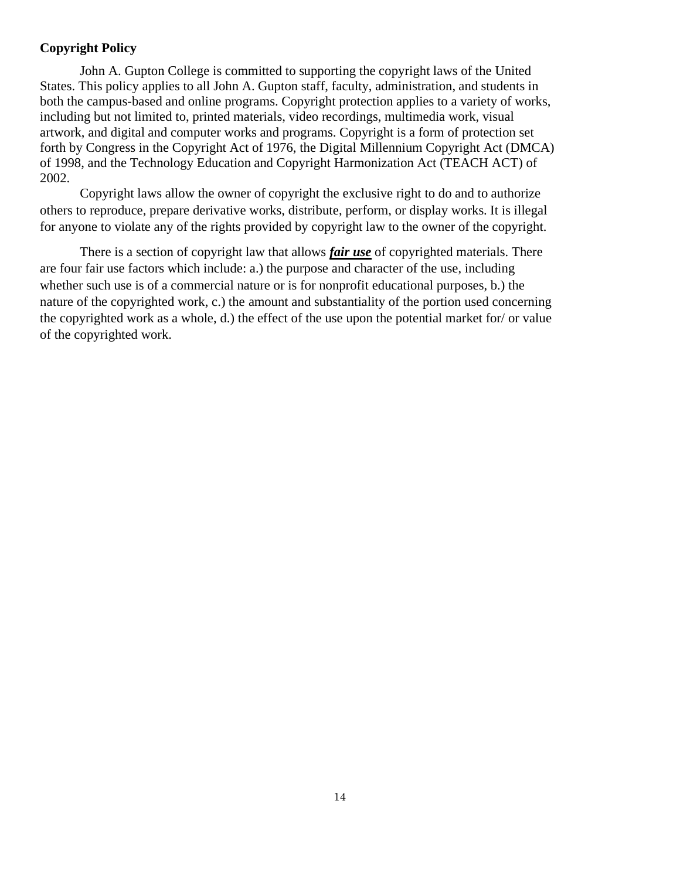**Copyright Policy**

John A. Gupton College is committed to supporting the copyright laws of the United States. This policy applies to all John A. Gupton staff, faculty, administration, and students in both the campus-based and online programs. Copyright protection applies to a variety of works, including but not limited to, printed materials, video recordings, multimedia work, visual artwork, and digital and computer works and programs. Copyright is a form of protection set forth by Congress in the Copyright Act of 1976, the Digital Millennium Copyright Act (DMCA) of 1998, and the Technology Education and Copyright Harmonization Act (TEACH ACT) of 2002.

Copyright laws allow the owner of copyright the exclusive right to do and to authorize others to reproduce, prepare derivative works, distribute, perform, or display works. It is illegal for anyone to violate any of the rights provided by copyright law to the owner of the copyright.

There is a section of copyright law that allows ***fair use*** of copyrighted materials. There are four fair use factors which include: a.) the purpose and character of the use, including whether such use is of a commercial nature or is for nonprofit educational purposes, b.) the nature of the copyrighted work, c.) the amount and substantiality of the portion used concerning the copyrighted work as a whole, d.) the effect of the use upon the potential market for/ or value of the copyrighted work.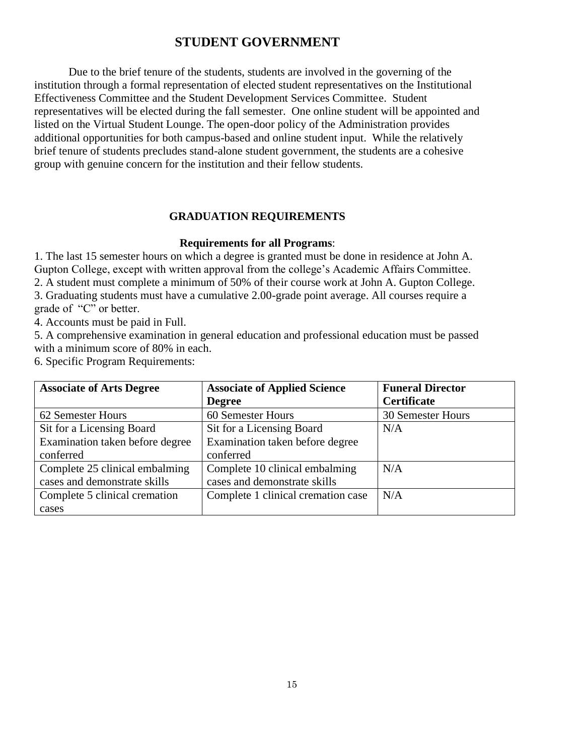## STUDENT GOVERNMENT

Due to the brief tenure of the students, students are involved in the governing of the institution through a formal representation of elected student representatives on the Institutional Effectiveness Committee and the Student Development Services Committee. Student representatives will be elected during the fall semester. One online student will be appointed and listed on the Virtual Student Lounge. The open-door policy of the Administration provides additional opportunities for both campus-based and online student input. While the relatively brief tenure of students precludes stand-alone student government, the students are a cohesive group with genuine concern for the institution and their fellow students.

### GRADUATION REQUIREMENTS

**Requirements for all Programs**:

1. The last 15 semester hours on which a degree is granted must be done in residence at John A. Gupton College, except with written approval from the college's Academic Affairs Committee.
2. A student must complete a minimum of 50% of their course work at John A. Gupton College.
3. Graduating students must have a cumulative 2.00-grade point average. All courses require a grade of "C" or better.
4. Accounts must be paid in Full.
5. A comprehensive examination in general education and professional education must be passed with a minimum score of 80% in each.
6. Specific Program Requirements:

| **Associate of Arts Degree** | **Associate of Applied Science Degree** | **Funeral Director Certificate** |
|---|---|---|
| 62 Semester Hours | 60 Semester Hours | 30 Semester Hours |
| Sit for a Licensing Board Examination taken before degree conferred | Sit for a Licensing Board Examination taken before degree conferred | N/A |
| Complete 25 clinical embalming cases and demonstrate skills | Complete 10 clinical embalming cases and demonstrate skills | N/A |
| Complete 5 clinical cremation cases | Complete 1 clinical cremation case | N/A |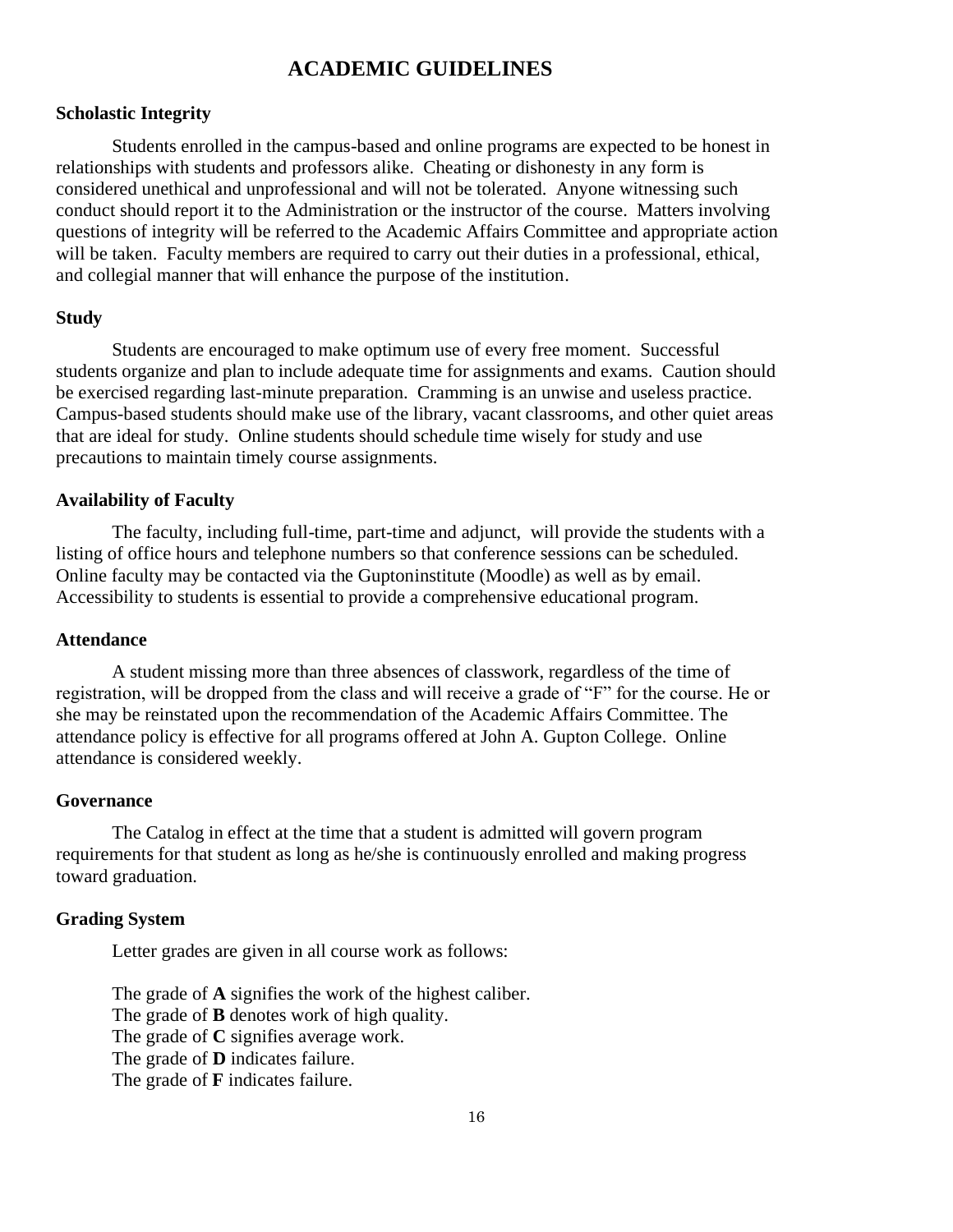# ACADEMIC GUIDELINES

## Scholastic Integrity

Students enrolled in the campus-based and online programs are expected to be honest in relationships with students and professors alike. Cheating or dishonesty in any form is considered unethical and unprofessional and will not be tolerated. Anyone witnessing such conduct should report it to the Administration or the instructor of the course. Matters involving questions of integrity will be referred to the Academic Affairs Committee and appropriate action will be taken. Faculty members are required to carry out their duties in a professional, ethical, and collegial manner that will enhance the purpose of the institution.

## Study

Students are encouraged to make optimum use of every free moment. Successful students organize and plan to include adequate time for assignments and exams. Caution should be exercised regarding last-minute preparation. Cramming is an unwise and useless practice. Campus-based students should make use of the library, vacant classrooms, and other quiet areas that are ideal for study. Online students should schedule time wisely for study and use precautions to maintain timely course assignments.

## Availability of Faculty

The faculty, including full-time, part-time and adjunct, will provide the students with a listing of office hours and telephone numbers so that conference sessions can be scheduled. Online faculty may be contacted via the Guptoninstitute (Moodle) as well as by email. Accessibility to students is essential to provide a comprehensive educational program.

## Attendance

A student missing more than three absences of classwork, regardless of the time of registration, will be dropped from the class and will receive a grade of "F" for the course. He or she may be reinstated upon the recommendation of the Academic Affairs Committee. The attendance policy is effective for all programs offered at John A. Gupton College. Online attendance is considered weekly.

## Governance

The Catalog in effect at the time that a student is admitted will govern program requirements for that student as long as he/she is continuously enrolled and making progress toward graduation.

## Grading System

Letter grades are given in all course work as follows:

The grade of **A** signifies the work of the highest caliber.
The grade of **B** denotes work of high quality.
The grade of **C** signifies average work.
The grade of **D** indicates failure.
The grade of **F** indicates failure.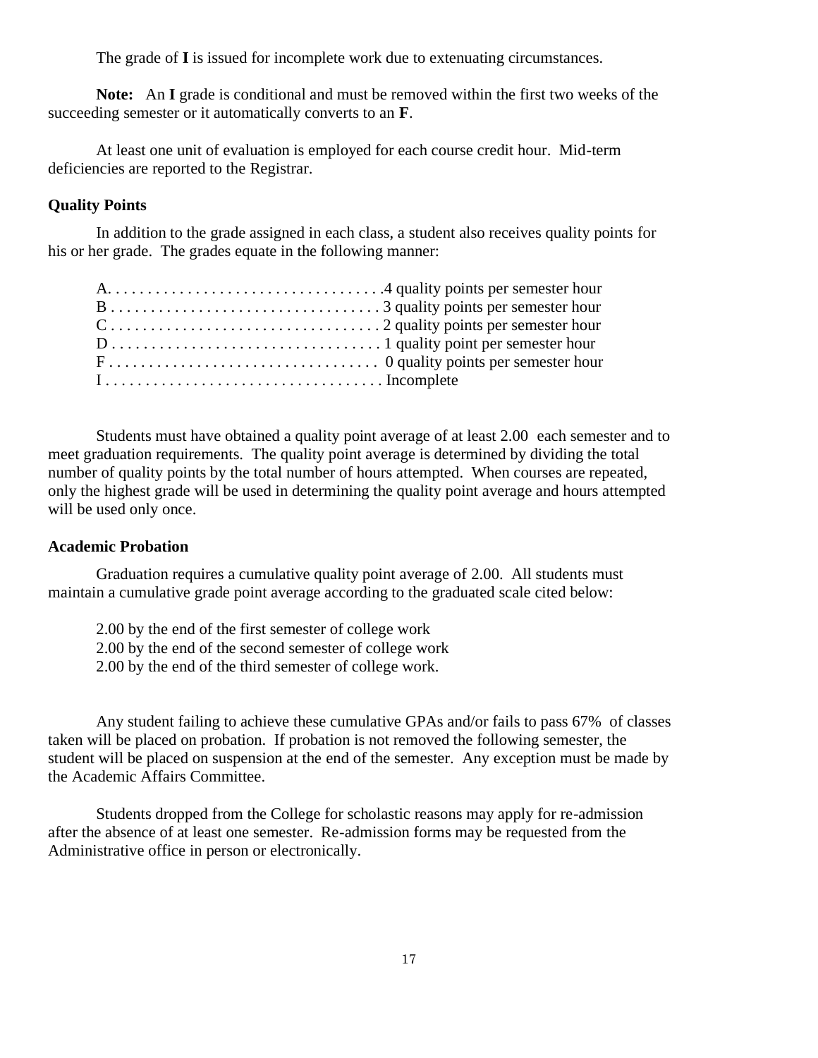The grade of **I** is issued for incomplete work due to extenuating circumstances.

**Note:** An **I** grade is conditional and must be removed within the first two weeks of the succeeding semester or it automatically converts to an **F**.

At least one unit of evaluation is employed for each course credit hour. Mid-term deficiencies are reported to the Registrar.

**Quality Points**

In addition to the grade assigned in each class, a student also receives quality points for his or her grade. The grades equate in the following manner:

A. . . . . . . . . . . . . . . . . . . . . . . . . . . . . . . . . . .4 quality points per semester hour
B . . . . . . . . . . . . . . . . . . . . . . . . . . . . . . . . . . 3 quality points per semester hour
C . . . . . . . . . . . . . . . . . . . . . . . . . . . . . . . . . . 2 quality points per semester hour
D . . . . . . . . . . . . . . . . . . . . . . . . . . . . . . . . . . 1 quality point per semester hour
F . . . . . . . . . . . . . . . . . . . . . . . . . . . . . . . . . . 0 quality points per semester hour
I . . . . . . . . . . . . . . . . . . . . . . . . . . . . . . . . . . . Incomplete

Students must have obtained a quality point average of at least 2.00 each semester and to meet graduation requirements. The quality point average is determined by dividing the total number of quality points by the total number of hours attempted. When courses are repeated, only the highest grade will be used in determining the quality point average and hours attempted will be used only once.

**Academic Probation**

Graduation requires a cumulative quality point average of 2.00. All students must maintain a cumulative grade point average according to the graduated scale cited below:

2.00 by the end of the first semester of college work
2.00 by the end of the second semester of college work
2.00 by the end of the third semester of college work.

Any student failing to achieve these cumulative GPAs and/or fails to pass 67% of classes taken will be placed on probation. If probation is not removed the following semester, the student will be placed on suspension at the end of the semester. Any exception must be made by the Academic Affairs Committee.

Students dropped from the College for scholastic reasons may apply for re-admission after the absence of at least one semester. Re-admission forms may be requested from the Administrative office in person or electronically.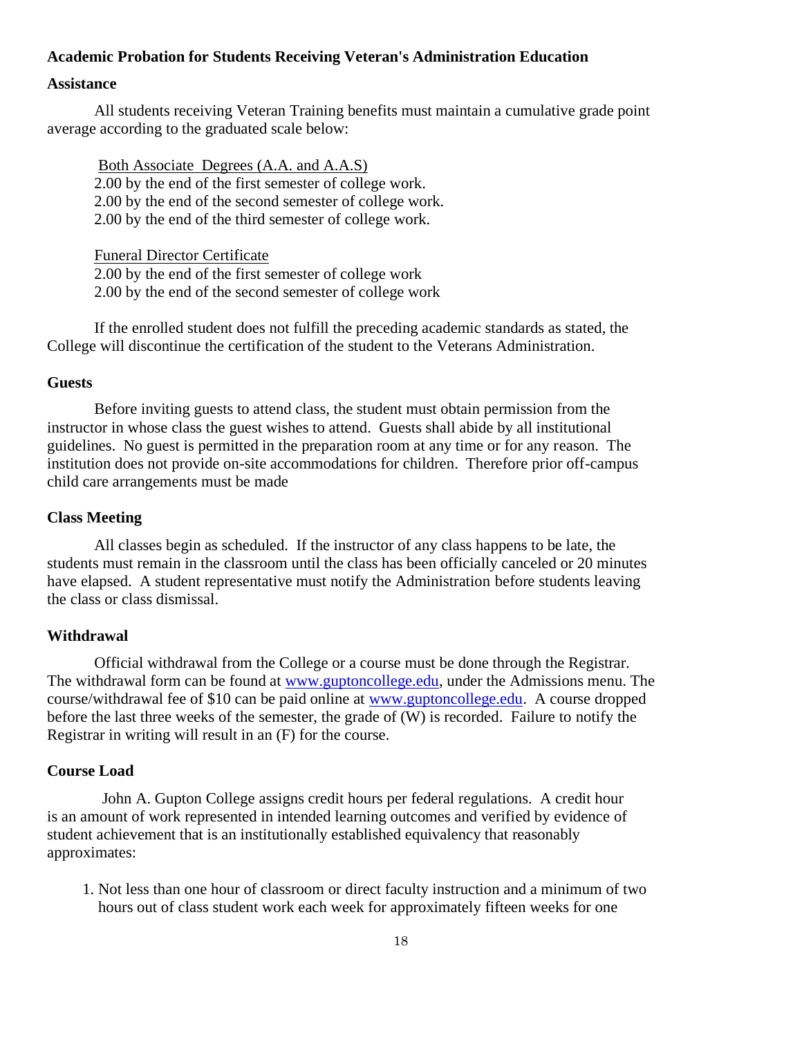**Academic Probation for Students Receiving Veteran's Administration Education**

**Assistance**

All students receiving Veteran Training benefits must maintain a cumulative grade point average according to the graduated scale below:

Both Associate Degrees (A.A. and A.A.S)
2.00 by the end of the first semester of college work.
2.00 by the end of the second semester of college work.
2.00 by the end of the third semester of college work.

Funeral Director Certificate
2.00 by the end of the first semester of college work
2.00 by the end of the second semester of college work

If the enrolled student does not fulfill the preceding academic standards as stated, the College will discontinue the certification of the student to the Veterans Administration.

**Guests**

Before inviting guests to attend class, the student must obtain permission from the instructor in whose class the guest wishes to attend. Guests shall abide by all institutional guidelines. No guest is permitted in the preparation room at any time or for any reason. The institution does not provide on-site accommodations for children. Therefore prior off-campus child care arrangements must be made

**Class Meeting**

All classes begin as scheduled. If the instructor of any class happens to be late, the students must remain in the classroom until the class has been officially canceled or 20 minutes have elapsed. A student representative must notify the Administration before students leaving the class or class dismissal.

**Withdrawal**

Official withdrawal from the College or a course must be done through the Registrar. The withdrawal form can be found at www.guptoncollege.edu, under the Admissions menu. The course/withdrawal fee of $10 can be paid online at www.guptoncollege.edu. A course dropped before the last three weeks of the semester, the grade of (W) is recorded. Failure to notify the Registrar in writing will result in an (F) for the course.

**Course Load**

John A. Gupton College assigns credit hours per federal regulations. A credit hour is an amount of work represented in intended learning outcomes and verified by evidence of student achievement that is an institutionally established equivalency that reasonably approximates:

1. Not less than one hour of classroom or direct faculty instruction and a minimum of two hours out of class student work each week for approximately fifteen weeks for one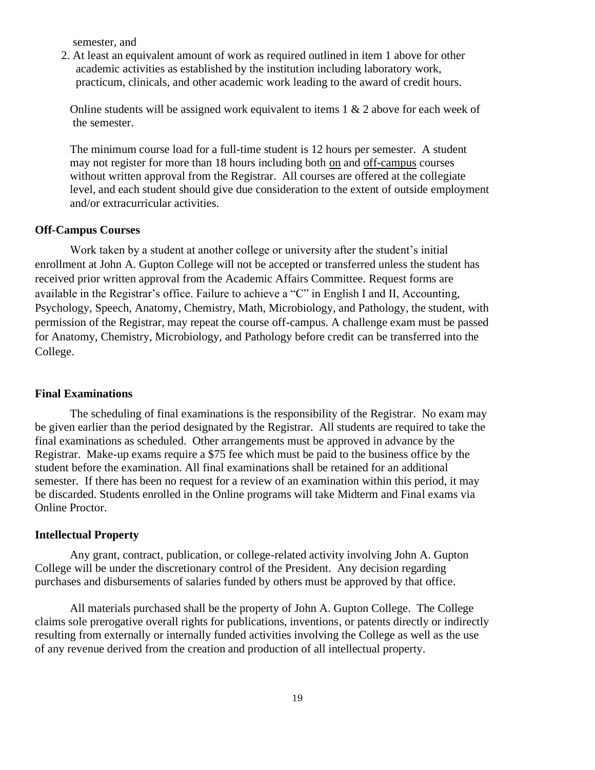semester, and

2. At least an equivalent amount of work as required outlined in item 1 above for other academic activities as established by the institution including laboratory work, practicum, clinicals, and other academic work leading to the award of credit hours.

Online students will be assigned work equivalent to items 1 & 2 above for each week of the semester.

The minimum course load for a full-time student is 12 hours per semester. A student may not register for more than 18 hours including both <u>on</u> and <u>off-campus</u> courses without written approval from the Registrar. All courses are offered at the collegiate level, and each student should give due consideration to the extent of outside employment and/or extracurricular activities.

**Off-Campus Courses**

Work taken by a student at another college or university after the student's initial enrollment at John A. Gupton College will not be accepted or transferred unless the student has received prior written approval from the Academic Affairs Committee. Request forms are available in the Registrar's office. Failure to achieve a "C" in English I and II, Accounting, Psychology, Speech, Anatomy, Chemistry, Math, Microbiology, and Pathology, the student, with permission of the Registrar, may repeat the course off-campus. A challenge exam must be passed for Anatomy, Chemistry, Microbiology, and Pathology before credit can be transferred into the College.

**Final Examinations**

The scheduling of final examinations is the responsibility of the Registrar. No exam may be given earlier than the period designated by the Registrar. All students are required to take the final examinations as scheduled. Other arrangements must be approved in advance by the Registrar. Make-up exams require a $75 fee which must be paid to the business office by the student before the examination. All final examinations shall be retained for an additional semester. If there has been no request for a review of an examination within this period, it may be discarded. Students enrolled in the Online programs will take Midterm and Final exams via Online Proctor.

**Intellectual Property**

Any grant, contract, publication, or college-related activity involving John A. Gupton College will be under the discretionary control of the President. Any decision regarding purchases and disbursements of salaries funded by others must be approved by that office.

All materials purchased shall be the property of John A. Gupton College. The College claims sole prerogative overall rights for publications, inventions, or patents directly or indirectly resulting from externally or internally funded activities involving the College as well as the use of any revenue derived from the creation and production of all intellectual property.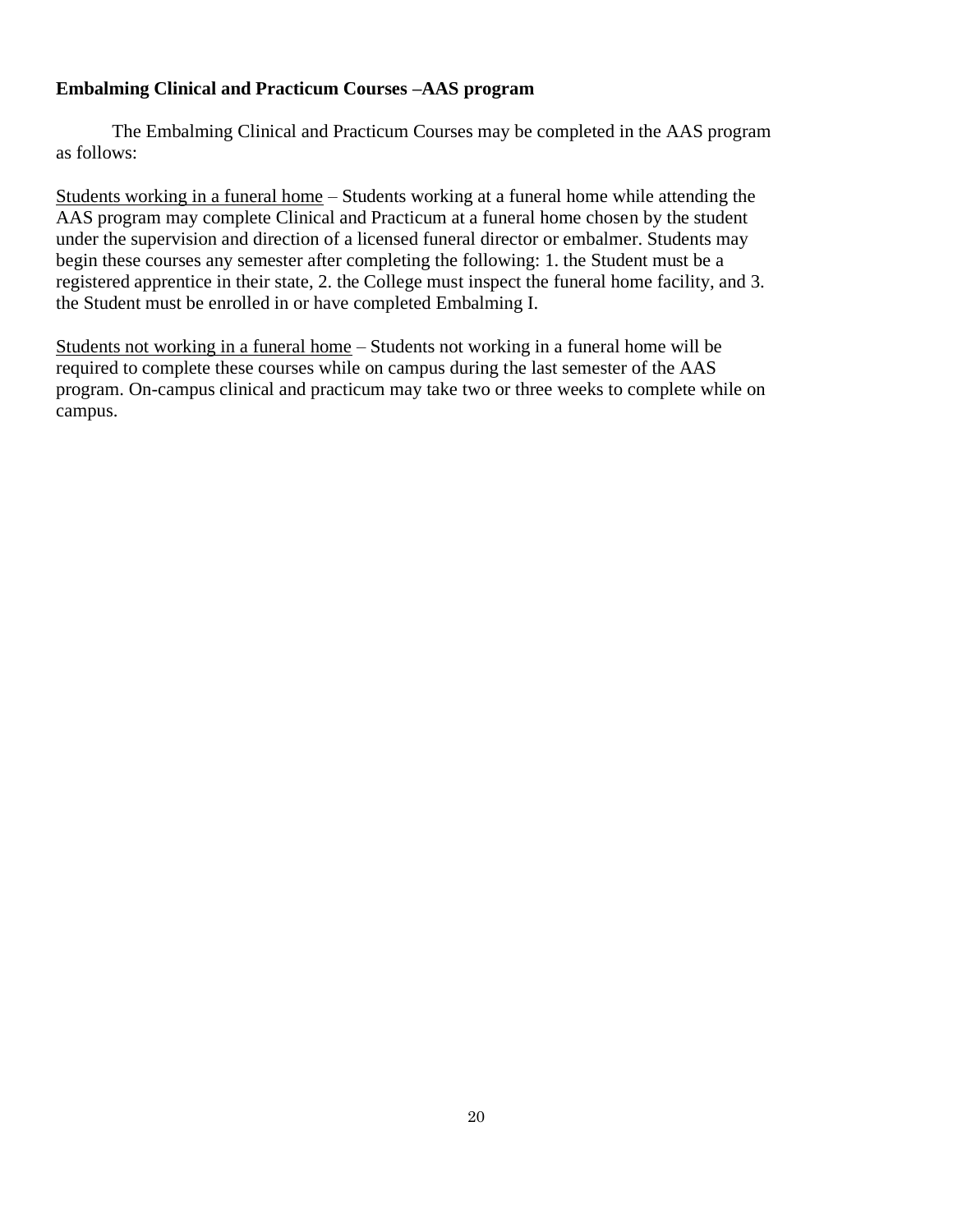**Embalming Clinical and Practicum Courses –AAS program**

The Embalming Clinical and Practicum Courses may be completed in the AAS program as follows:

<u>Students working in a funeral home</u> – Students working at a funeral home while attending the AAS program may complete Clinical and Practicum at a funeral home chosen by the student under the supervision and direction of a licensed funeral director or embalmer. Students may begin these courses any semester after completing the following: 1. the Student must be a registered apprentice in their state, 2. the College must inspect the funeral home facility, and 3. the Student must be enrolled in or have completed Embalming I.

<u>Students not working in a funeral home</u> – Students not working in a funeral home will be required to complete these courses while on campus during the last semester of the AAS program. On-campus clinical and practicum may take two or three weeks to complete while on campus.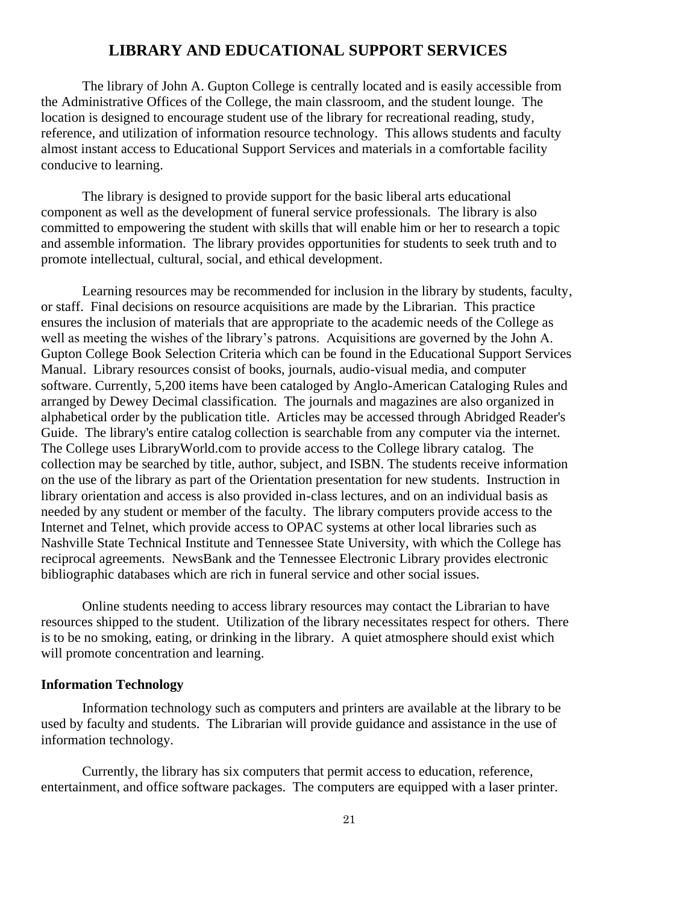# LIBRARY AND EDUCATIONAL SUPPORT SERVICES

The library of John A. Gupton College is centrally located and is easily accessible from the Administrative Offices of the College, the main classroom, and the student lounge. The location is designed to encourage student use of the library for recreational reading, study, reference, and utilization of information resource technology. This allows students and faculty almost instant access to Educational Support Services and materials in a comfortable facility conducive to learning.

The library is designed to provide support for the basic liberal arts educational component as well as the development of funeral service professionals. The library is also committed to empowering the student with skills that will enable him or her to research a topic and assemble information. The library provides opportunities for students to seek truth and to promote intellectual, cultural, social, and ethical development.

Learning resources may be recommended for inclusion in the library by students, faculty, or staff. Final decisions on resource acquisitions are made by the Librarian. This practice ensures the inclusion of materials that are appropriate to the academic needs of the College as well as meeting the wishes of the library's patrons. Acquisitions are governed by the John A. Gupton College Book Selection Criteria which can be found in the Educational Support Services Manual. Library resources consist of books, journals, audio-visual media, and computer software. Currently, 5,200 items have been cataloged by Anglo-American Cataloging Rules and arranged by Dewey Decimal classification. The journals and magazines are also organized in alphabetical order by the publication title. Articles may be accessed through Abridged Reader's Guide. The library's entire catalog collection is searchable from any computer via the internet. The College uses LibraryWorld.com to provide access to the College library catalog. The collection may be searched by title, author, subject, and ISBN. The students receive information on the use of the library as part of the Orientation presentation for new students. Instruction in library orientation and access is also provided in-class lectures, and on an individual basis as needed by any student or member of the faculty. The library computers provide access to the Internet and Telnet, which provide access to OPAC systems at other local libraries such as Nashville State Technical Institute and Tennessee State University, with which the College has reciprocal agreements. NewsBank and the Tennessee Electronic Library provides electronic bibliographic databases which are rich in funeral service and other social issues.

Online students needing to access library resources may contact the Librarian to have resources shipped to the student. Utilization of the library necessitates respect for others. There is to be no smoking, eating, or drinking in the library. A quiet atmosphere should exist which will promote concentration and learning.

**Information Technology**

Information technology such as computers and printers are available at the library to be used by faculty and students. The Librarian will provide guidance and assistance in the use of information technology.

Currently, the library has six computers that permit access to education, reference, entertainment, and office software packages. The computers are equipped with a laser printer.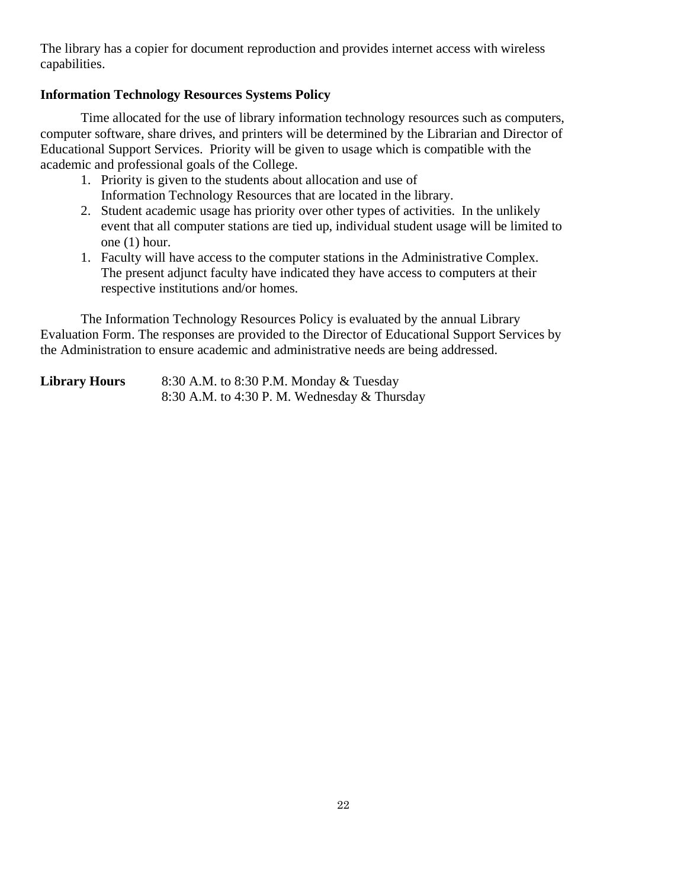The library has a copier for document reproduction and provides internet access with wireless capabilities.

**Information Technology Resources Systems Policy**

Time allocated for the use of library information technology resources such as computers, computer software, share drives, and printers will be determined by the Librarian and Director of Educational Support Services. Priority will be given to usage which is compatible with the academic and professional goals of the College.

1. Priority is given to the students about allocation and use of Information Technology Resources that are located in the library.
2. Student academic usage has priority over other types of activities. In the unlikely event that all computer stations are tied up, individual student usage will be limited to one (1) hour.
1. Faculty will have access to the computer stations in the Administrative Complex. The present adjunct faculty have indicated they have access to computers at their respective institutions and/or homes.

The Information Technology Resources Policy is evaluated by the annual Library Evaluation Form. The responses are provided to the Director of Educational Support Services by the Administration to ensure academic and administrative needs are being addressed.

**Library Hours** 8:30 A.M. to 8:30 P.M. Monday & Tuesday
8:30 A.M. to 4:30 P. M. Wednesday & Thursday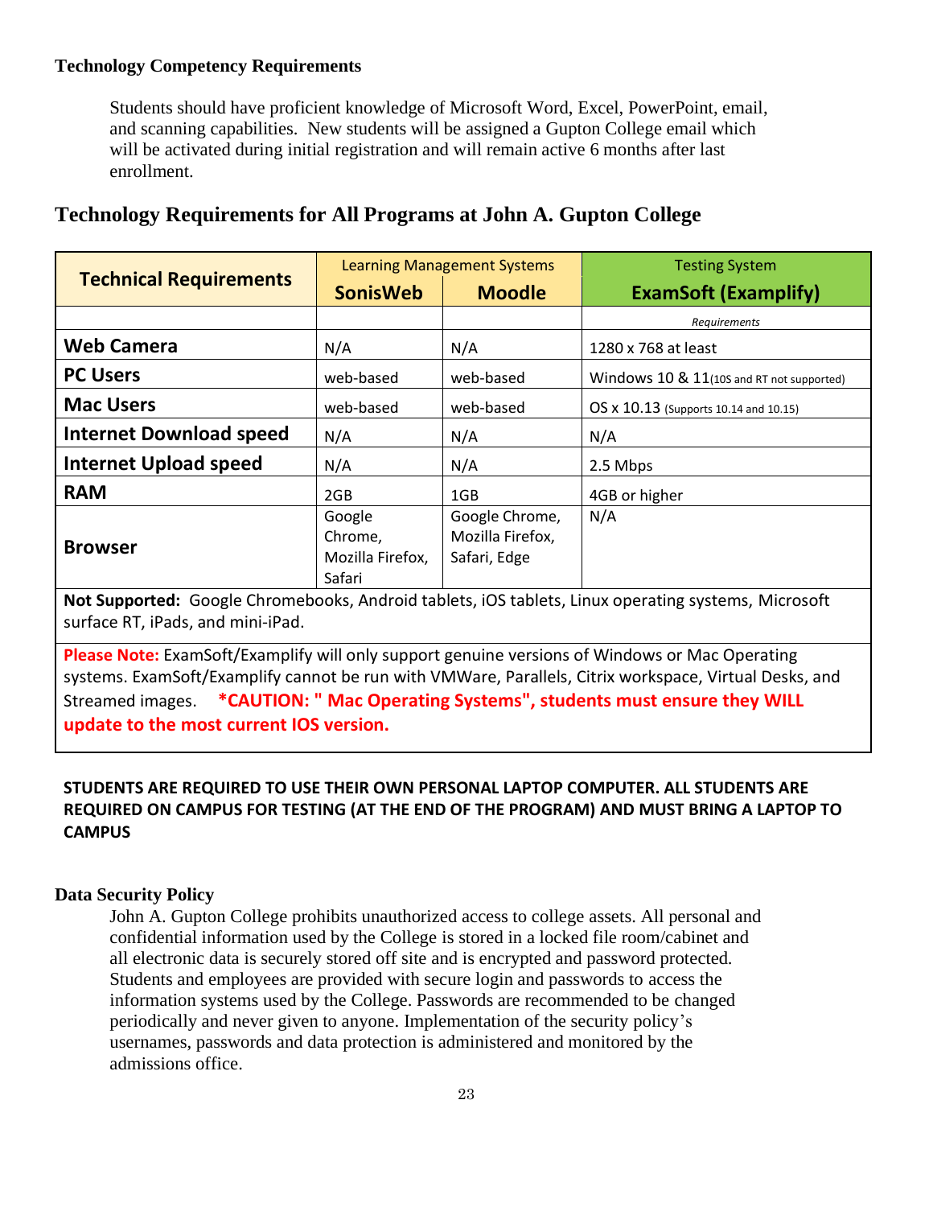### Technology Competency Requirements

Students should have proficient knowledge of Microsoft Word, Excel, PowerPoint, email, and scanning capabilities. New students will be assigned a Gupton College email which will be activated during initial registration and will remain active 6 months after last enrollment.

## Technology Requirements for All Programs at John A. Gupton College

| Technical Requirements | Learning Management Systems SonisWeb | Learning Management Systems Moodle | Testing System ExamSoft (Examplify) |
|---|---|---|---|
| | | | *Requirements* |
| **Web Camera** | N/A | N/A | 1280 x 768 at least |
| **PC Users** | web-based | web-based | Windows 10 & 11(10S and RT not supported) |
| **Mac Users** | web-based | web-based | OS x 10.13 (Supports 10.14 and 10.15) |
| **Internet Download speed** | N/A | N/A | N/A |
| **Internet Upload speed** | N/A | N/A | 2.5 Mbps |
| **RAM** | 2GB | 1GB | 4GB or higher |
| **Browser** | Google Chrome, Mozilla Firefox, Safari | Google Chrome, Mozilla Firefox, Safari, Edge | N/A |

**Not Supported:** Google Chromebooks, Android tablets, iOS tablets, Linux operating systems, Microsoft surface RT, iPads, and mini-iPad.

**Please Note:** ExamSoft/Examplify will only support genuine versions of Windows or Mac Operating systems. ExamSoft/Examplify cannot be run with VMWare, Parallels, Citrix workspace, Virtual Desks, and Streamed images. **\*CAUTION: " Mac Operating Systems", students must ensure they WILL update to the most current IOS version.**

**STUDENTS ARE REQUIRED TO USE THEIR OWN PERSONAL LAPTOP COMPUTER. ALL STUDENTS ARE REQUIRED ON CAMPUS FOR TESTING (AT THE END OF THE PROGRAM) AND MUST BRING A LAPTOP TO CAMPUS**

### Data Security Policy

John A. Gupton College prohibits unauthorized access to college assets. All personal and confidential information used by the College is stored in a locked file room/cabinet and all electronic data is securely stored off site and is encrypted and password protected. Students and employees are provided with secure login and passwords to access the information systems used by the College. Passwords are recommended to be changed periodically and never given to anyone. Implementation of the security policy's usernames, passwords and data protection is administered and monitored by the admissions office.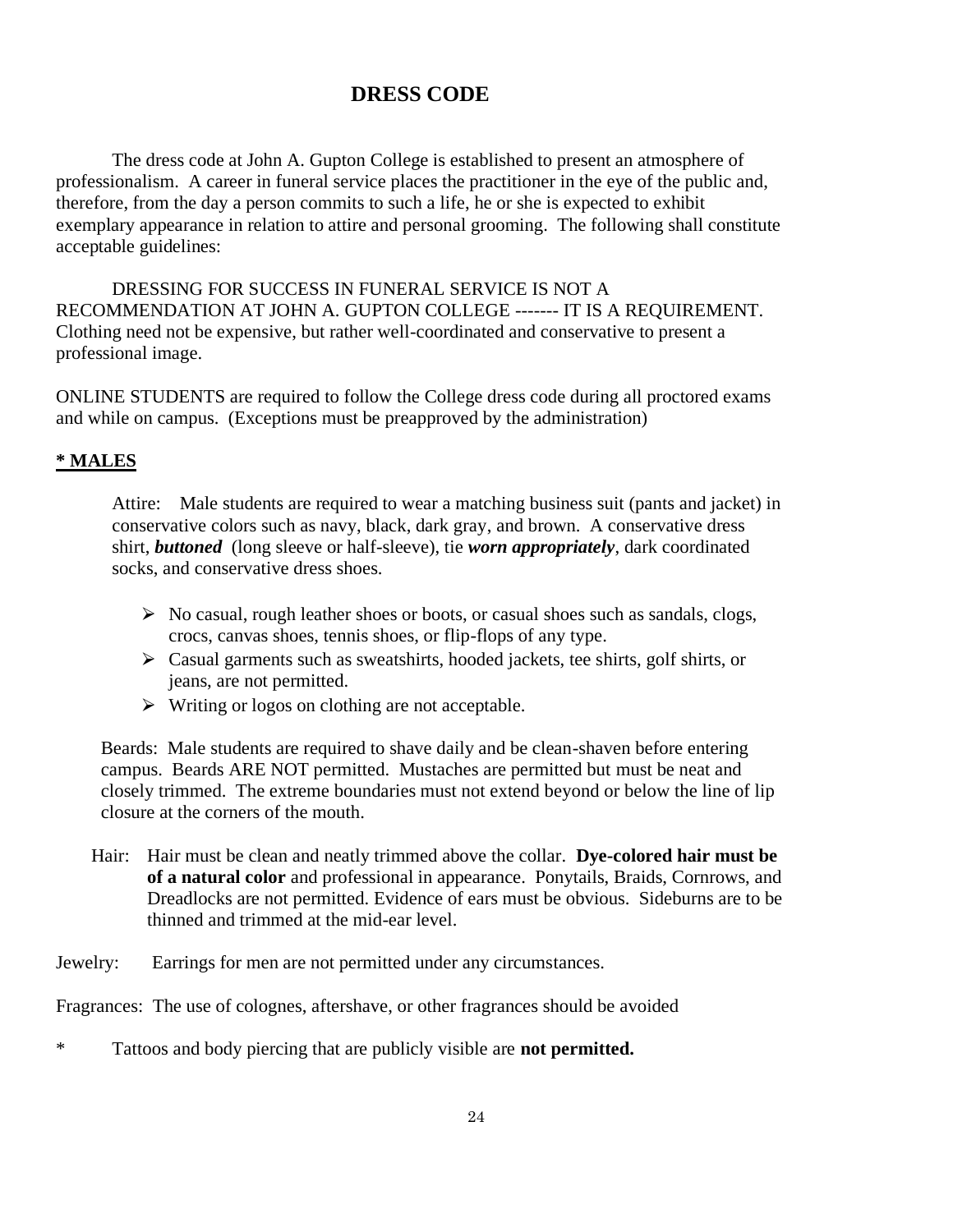# DRESS CODE

The dress code at John A. Gupton College is established to present an atmosphere of professionalism. A career in funeral service places the practitioner in the eye of the public and, therefore, from the day a person commits to such a life, he or she is expected to exhibit exemplary appearance in relation to attire and personal grooming. The following shall constitute acceptable guidelines:

DRESSING FOR SUCCESS IN FUNERAL SERVICE IS NOT A RECOMMENDATION AT JOHN A. GUPTON COLLEGE ------- IT IS A REQUIREMENT. Clothing need not be expensive, but rather well-coordinated and conservative to present a professional image.

ONLINE STUDENTS are required to follow the College dress code during all proctored exams and while on campus. (Exceptions must be preapproved by the administration)

**<u>* MALES</u>**

Attire: Male students are required to wear a matching business suit (pants and jacket) in conservative colors such as navy, black, dark gray, and brown. A conservative dress shirt, ***buttoned*** (long sleeve or half-sleeve), tie ***worn appropriately***, dark coordinated socks, and conservative dress shoes.

- No casual, rough leather shoes or boots, or casual shoes such as sandals, clogs, crocs, canvas shoes, tennis shoes, or flip-flops of any type.
- Casual garments such as sweatshirts, hooded jackets, tee shirts, golf shirts, or jeans, are not permitted.
- Writing or logos on clothing are not acceptable.

Beards: Male students are required to shave daily and be clean-shaven before entering campus. Beards ARE NOT permitted. Mustaches are permitted but must be neat and closely trimmed. The extreme boundaries must not extend beyond or below the line of lip closure at the corners of the mouth.

Hair: Hair must be clean and neatly trimmed above the collar. **Dye-colored hair must be of a natural color** and professional in appearance. Ponytails, Braids, Cornrows, and Dreadlocks are not permitted. Evidence of ears must be obvious. Sideburns are to be thinned and trimmed at the mid-ear level.

Jewelry: Earrings for men are not permitted under any circumstances.

Fragrances: The use of colognes, aftershave, or other fragrances should be avoided

\* Tattoos and body piercing that are publicly visible are **not permitted.**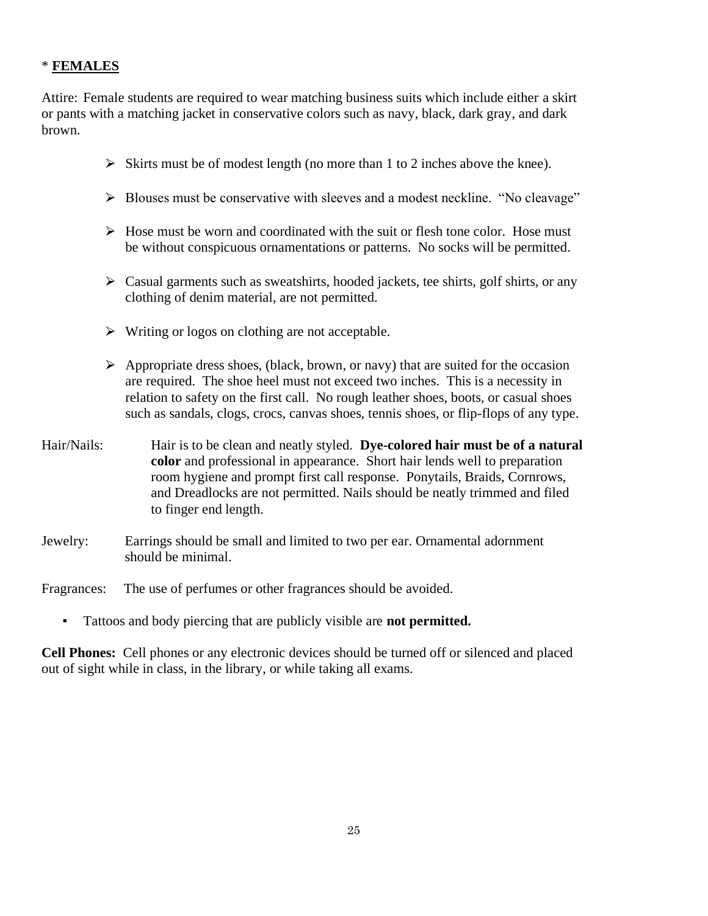\* **<u>FEMALES</u>**

Attire: Female students are required to wear matching business suits which include either a skirt or pants with a matching jacket in conservative colors such as navy, black, dark gray, and dark brown.

- Skirts must be of modest length (no more than 1 to 2 inches above the knee).
- Blouses must be conservative with sleeves and a modest neckline. "No cleavage"
- Hose must be worn and coordinated with the suit or flesh tone color. Hose must be without conspicuous ornamentations or patterns. No socks will be permitted.
- Casual garments such as sweatshirts, hooded jackets, tee shirts, golf shirts, or any clothing of denim material, are not permitted.
- Writing or logos on clothing are not acceptable.
- Appropriate dress shoes, (black, brown, or navy) that are suited for the occasion are required. The shoe heel must not exceed two inches. This is a necessity in relation to safety on the first call. No rough leather shoes, boots, or casual shoes such as sandals, clogs, crocs, canvas shoes, tennis shoes, or flip-flops of any type.

Hair/Nails: Hair is to be clean and neatly styled. **Dye-colored hair must be of a natural color** and professional in appearance. Short hair lends well to preparation room hygiene and prompt first call response. Ponytails, Braids, Cornrows, and Dreadlocks are not permitted. Nails should be neatly trimmed and filed to finger end length.

Jewelry: Earrings should be small and limited to two per ear. Ornamental adornment should be minimal.

Fragrances: The use of perfumes or other fragrances should be avoided.

- Tattoos and body piercing that are publicly visible are **not permitted.**

**Cell Phones:** Cell phones or any electronic devices should be turned off or silenced and placed out of sight while in class, in the library, or while taking all exams.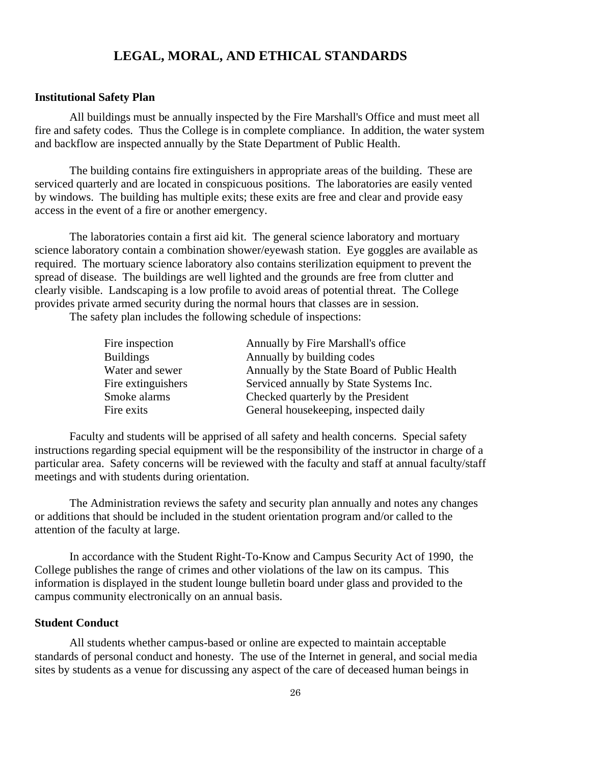# LEGAL, MORAL, AND ETHICAL STANDARDS

## Institutional Safety Plan

All buildings must be annually inspected by the Fire Marshall's Office and must meet all fire and safety codes. Thus the College is in complete compliance. In addition, the water system and backflow are inspected annually by the State Department of Public Health.

The building contains fire extinguishers in appropriate areas of the building. These are serviced quarterly and are located in conspicuous positions. The laboratories are easily vented by windows. The building has multiple exits; these exits are free and clear and provide easy access in the event of a fire or another emergency.

The laboratories contain a first aid kit. The general science laboratory and mortuary science laboratory contain a combination shower/eyewash station. Eye goggles are available as required. The mortuary science laboratory also contains sterilization equipment to prevent the spread of disease. The buildings are well lighted and the grounds are free from clutter and clearly visible. Landscaping is a low profile to avoid areas of potential threat. The College provides private armed security during the normal hours that classes are in session.

The safety plan includes the following schedule of inspections:

| | |
|---|---|
| Fire inspection | Annually by Fire Marshall's office |
| Buildings | Annually by building codes |
| Water and sewer | Annually by the State Board of Public Health |
| Fire extinguishers | Serviced annually by State Systems Inc. |
| Smoke alarms | Checked quarterly by the President |
| Fire exits | General housekeeping, inspected daily |

Faculty and students will be apprised of all safety and health concerns. Special safety instructions regarding special equipment will be the responsibility of the instructor in charge of a particular area. Safety concerns will be reviewed with the faculty and staff at annual faculty/staff meetings and with students during orientation.

The Administration reviews the safety and security plan annually and notes any changes or additions that should be included in the student orientation program and/or called to the attention of the faculty at large.

In accordance with the Student Right-To-Know and Campus Security Act of 1990, the College publishes the range of crimes and other violations of the law on its campus. This information is displayed in the student lounge bulletin board under glass and provided to the campus community electronically on an annual basis.

## Student Conduct

All students whether campus-based or online are expected to maintain acceptable standards of personal conduct and honesty. The use of the Internet in general, and social media sites by students as a venue for discussing any aspect of the care of deceased human beings in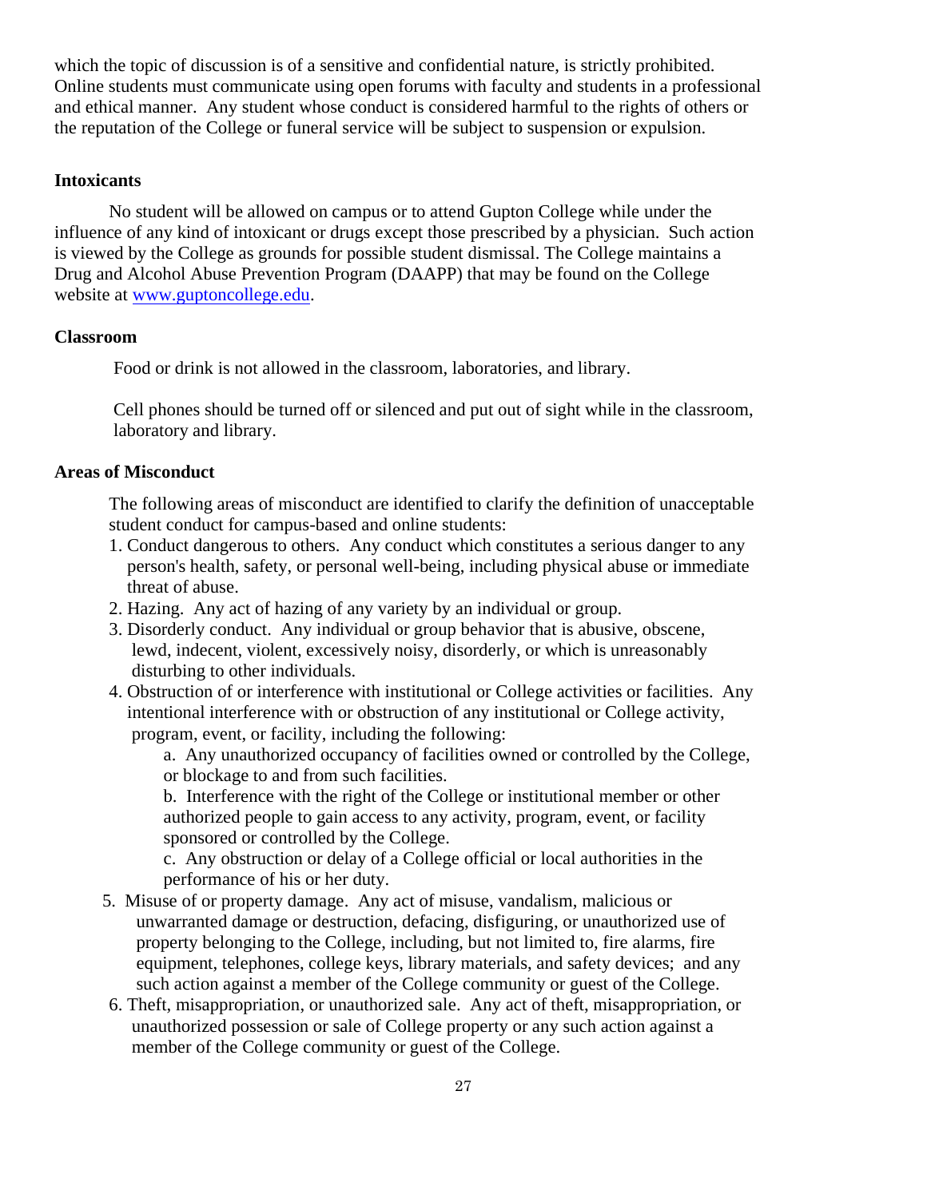which the topic of discussion is of a sensitive and confidential nature, is strictly prohibited. Online students must communicate using open forums with faculty and students in a professional and ethical manner. Any student whose conduct is considered harmful to the rights of others or the reputation of the College or funeral service will be subject to suspension or expulsion.

**Intoxicants**

No student will be allowed on campus or to attend Gupton College while under the influence of any kind of intoxicant or drugs except those prescribed by a physician. Such action is viewed by the College as grounds for possible student dismissal. The College maintains a Drug and Alcohol Abuse Prevention Program (DAAPP) that may be found on the College website at www.guptoncollege.edu.

**Classroom**

Food or drink is not allowed in the classroom, laboratories, and library.

Cell phones should be turned off or silenced and put out of sight while in the classroom, laboratory and library.

**Areas of Misconduct**

The following areas of misconduct are identified to clarify the definition of unacceptable student conduct for campus-based and online students:

1. Conduct dangerous to others. Any conduct which constitutes a serious danger to any person's health, safety, or personal well-being, including physical abuse or immediate threat of abuse.
2. Hazing. Any act of hazing of any variety by an individual or group.
3. Disorderly conduct. Any individual or group behavior that is abusive, obscene, lewd, indecent, violent, excessively noisy, disorderly, or which is unreasonably disturbing to other individuals.
4. Obstruction of or interference with institutional or College activities or facilities. Any intentional interference with or obstruction of any institutional or College activity, program, event, or facility, including the following:
   a. Any unauthorized occupancy of facilities owned or controlled by the College, or blockage to and from such facilities.
   b. Interference with the right of the College or institutional member or other authorized people to gain access to any activity, program, event, or facility sponsored or controlled by the College.
   c. Any obstruction or delay of a College official or local authorities in the performance of his or her duty.
5. Misuse of or property damage. Any act of misuse, vandalism, malicious or unwarranted damage or destruction, defacing, disfiguring, or unauthorized use of property belonging to the College, including, but not limited to, fire alarms, fire equipment, telephones, college keys, library materials, and safety devices; and any such action against a member of the College community or guest of the College.
6. Theft, misappropriation, or unauthorized sale. Any act of theft, misappropriation, or unauthorized possession or sale of College property or any such action against a member of the College community or guest of the College.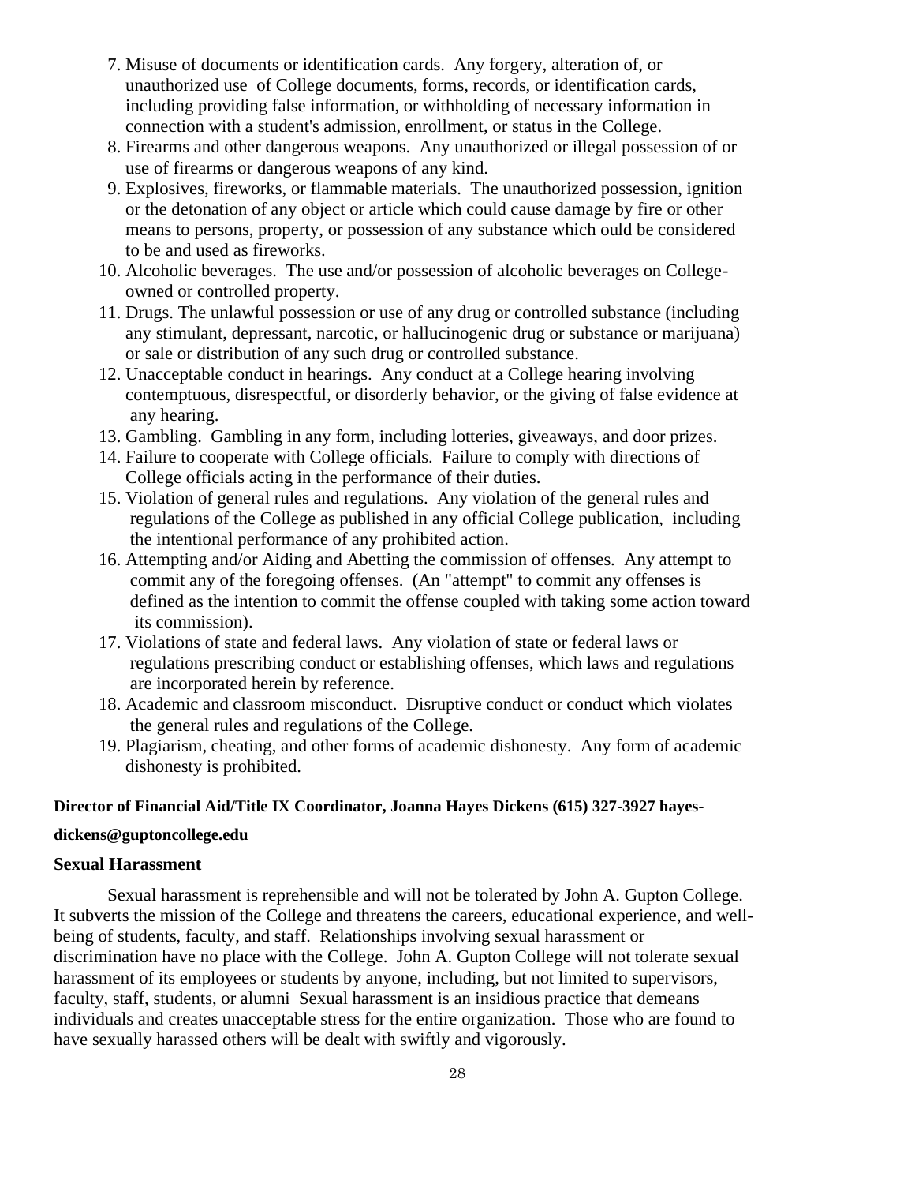7. Misuse of documents or identification cards. Any forgery, alteration of, or unauthorized use of College documents, forms, records, or identification cards, including providing false information, or withholding of necessary information in connection with a student's admission, enrollment, or status in the College.
8. Firearms and other dangerous weapons. Any unauthorized or illegal possession of or use of firearms or dangerous weapons of any kind.
9. Explosives, fireworks, or flammable materials. The unauthorized possession, ignition or the detonation of any object or article which could cause damage by fire or other means to persons, property, or possession of any substance which ould be considered to be and used as fireworks.
10. Alcoholic beverages. The use and/or possession of alcoholic beverages on College-owned or controlled property.
11. Drugs. The unlawful possession or use of any drug or controlled substance (including any stimulant, depressant, narcotic, or hallucinogenic drug or substance or marijuana) or sale or distribution of any such drug or controlled substance.
12. Unacceptable conduct in hearings. Any conduct at a College hearing involving contemptuous, disrespectful, or disorderly behavior, or the giving of false evidence at any hearing.
13. Gambling. Gambling in any form, including lotteries, giveaways, and door prizes.
14. Failure to cooperate with College officials. Failure to comply with directions of College officials acting in the performance of their duties.
15. Violation of general rules and regulations. Any violation of the general rules and regulations of the College as published in any official College publication, including the intentional performance of any prohibited action.
16. Attempting and/or Aiding and Abetting the commission of offenses. Any attempt to commit any of the foregoing offenses. (An "attempt" to commit any offenses is defined as the intention to commit the offense coupled with taking some action toward its commission).
17. Violations of state and federal laws. Any violation of state or federal laws or regulations prescribing conduct or establishing offenses, which laws and regulations are incorporated herein by reference.
18. Academic and classroom misconduct. Disruptive conduct or conduct which violates the general rules and regulations of the College.
19. Plagiarism, cheating, and other forms of academic dishonesty. Any form of academic dishonesty is prohibited.

**Director of Financial Aid/Title IX Coordinator, Joanna Hayes Dickens (615) 327-3927 hayes-dickens@guptoncollege.edu**

### Sexual Harassment

Sexual harassment is reprehensible and will not be tolerated by John A. Gupton College. It subverts the mission of the College and threatens the careers, educational experience, and well-being of students, faculty, and staff. Relationships involving sexual harassment or discrimination have no place with the College. John A. Gupton College will not tolerate sexual harassment of its employees or students by anyone, including, but not limited to supervisors, faculty, staff, students, or alumni Sexual harassment is an insidious practice that demeans individuals and creates unacceptable stress for the entire organization. Those who are found to have sexually harassed others will be dealt with swiftly and vigorously.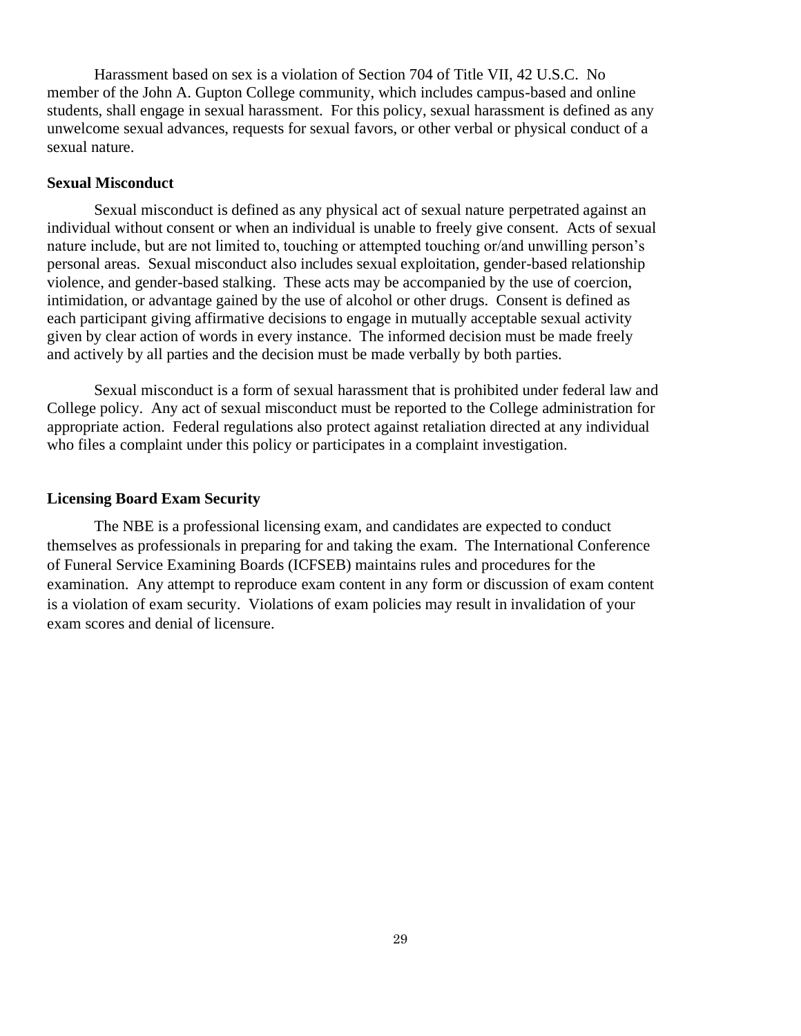Harassment based on sex is a violation of Section 704 of Title VII, 42 U.S.C. No member of the John A. Gupton College community, which includes campus-based and online students, shall engage in sexual harassment. For this policy, sexual harassment is defined as any unwelcome sexual advances, requests for sexual favors, or other verbal or physical conduct of a sexual nature.

**Sexual Misconduct**

Sexual misconduct is defined as any physical act of sexual nature perpetrated against an individual without consent or when an individual is unable to freely give consent. Acts of sexual nature include, but are not limited to, touching or attempted touching or/and unwilling person's personal areas. Sexual misconduct also includes sexual exploitation, gender-based relationship violence, and gender-based stalking. These acts may be accompanied by the use of coercion, intimidation, or advantage gained by the use of alcohol or other drugs. Consent is defined as each participant giving affirmative decisions to engage in mutually acceptable sexual activity given by clear action of words in every instance. The informed decision must be made freely and actively by all parties and the decision must be made verbally by both parties.

Sexual misconduct is a form of sexual harassment that is prohibited under federal law and College policy. Any act of sexual misconduct must be reported to the College administration for appropriate action. Federal regulations also protect against retaliation directed at any individual who files a complaint under this policy or participates in a complaint investigation.

**Licensing Board Exam Security**

The NBE is a professional licensing exam, and candidates are expected to conduct themselves as professionals in preparing for and taking the exam. The International Conference of Funeral Service Examining Boards (ICFSEB) maintains rules and procedures for the examination. Any attempt to reproduce exam content in any form or discussion of exam content is a violation of exam security. Violations of exam policies may result in invalidation of your exam scores and denial of licensure.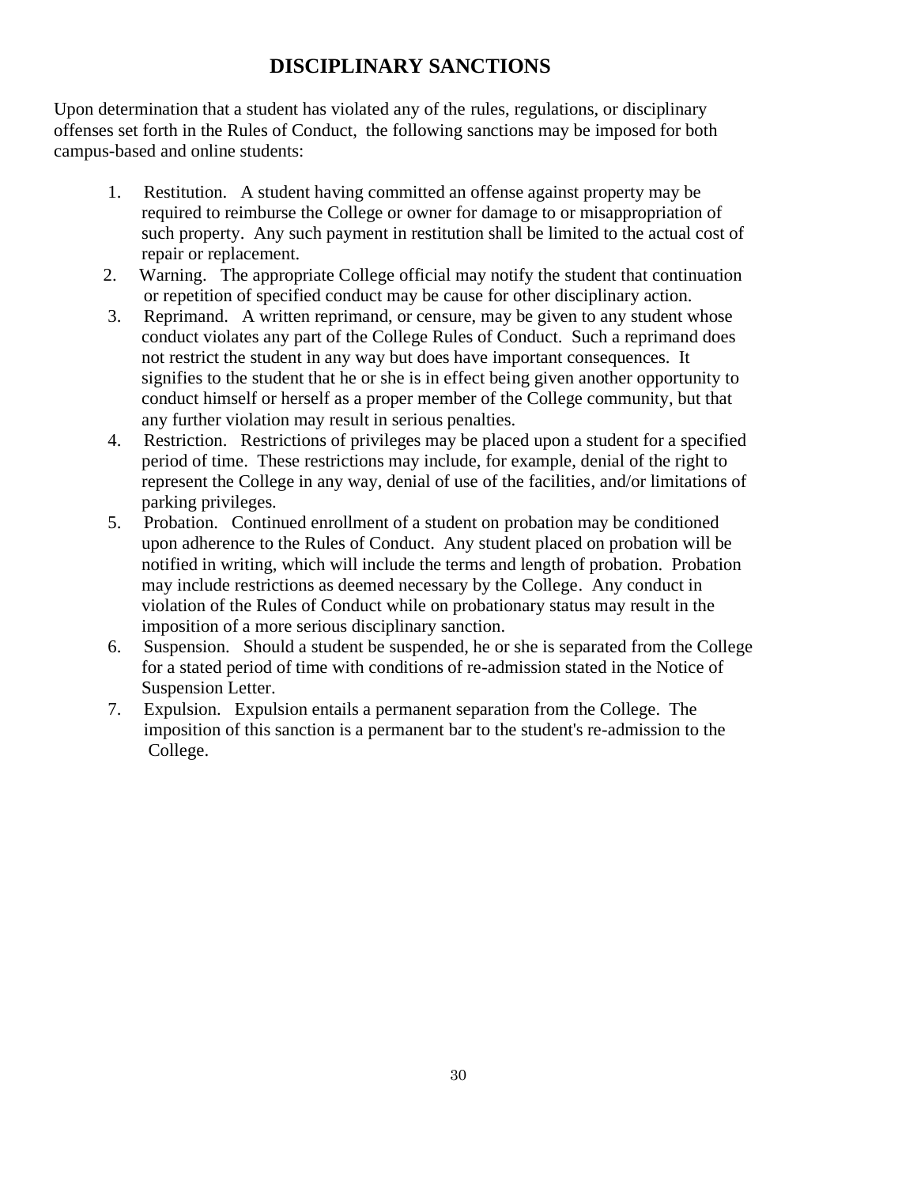# DISCIPLINARY SANCTIONS

Upon determination that a student has violated any of the rules, regulations, or disciplinary offenses set forth in the Rules of Conduct, the following sanctions may be imposed for both campus-based and online students:

1. Restitution. A student having committed an offense against property may be required to reimburse the College or owner for damage to or misappropriation of such property. Any such payment in restitution shall be limited to the actual cost of repair or replacement.
2. Warning. The appropriate College official may notify the student that continuation or repetition of specified conduct may be cause for other disciplinary action.
3. Reprimand. A written reprimand, or censure, may be given to any student whose conduct violates any part of the College Rules of Conduct. Such a reprimand does not restrict the student in any way but does have important consequences. It signifies to the student that he or she is in effect being given another opportunity to conduct himself or herself as a proper member of the College community, but that any further violation may result in serious penalties.
4. Restriction. Restrictions of privileges may be placed upon a student for a specified period of time. These restrictions may include, for example, denial of the right to represent the College in any way, denial of use of the facilities, and/or limitations of parking privileges.
5. Probation. Continued enrollment of a student on probation may be conditioned upon adherence to the Rules of Conduct. Any student placed on probation will be notified in writing, which will include the terms and length of probation. Probation may include restrictions as deemed necessary by the College. Any conduct in violation of the Rules of Conduct while on probationary status may result in the imposition of a more serious disciplinary sanction.
6. Suspension. Should a student be suspended, he or she is separated from the College for a stated period of time with conditions of re-admission stated in the Notice of Suspension Letter.
7. Expulsion. Expulsion entails a permanent separation from the College. The imposition of this sanction is a permanent bar to the student's re-admission to the College.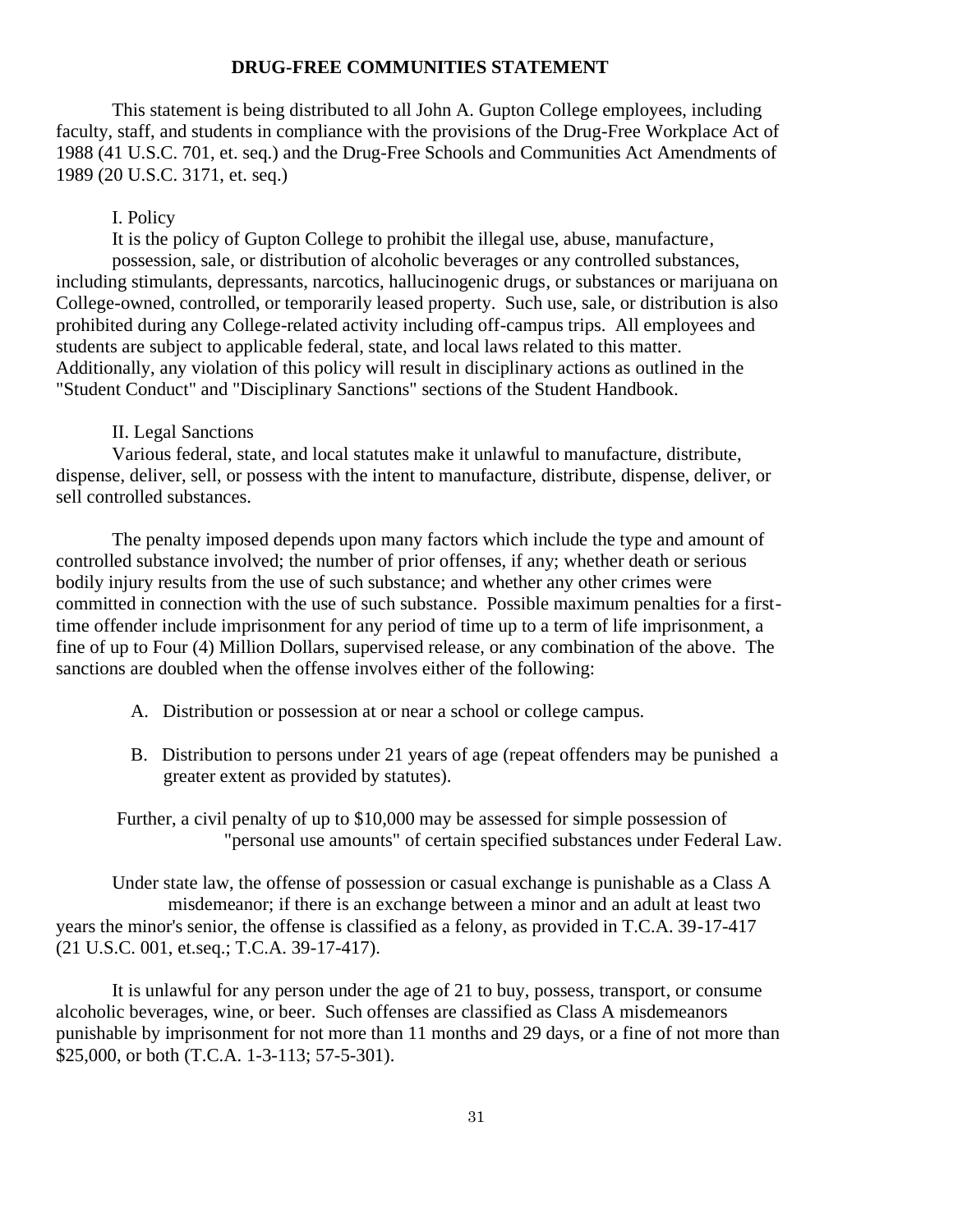## DRUG-FREE COMMUNITIES STATEMENT

This statement is being distributed to all John A. Gupton College employees, including faculty, staff, and students in compliance with the provisions of the Drug-Free Workplace Act of 1988 (41 U.S.C. 701, et. seq.) and the Drug-Free Schools and Communities Act Amendments of 1989 (20 U.S.C. 3171, et. seq.)

I. Policy

It is the policy of Gupton College to prohibit the illegal use, abuse, manufacture, possession, sale, or distribution of alcoholic beverages or any controlled substances, including stimulants, depressants, narcotics, hallucinogenic drugs, or substances or marijuana on College-owned, controlled, or temporarily leased property. Such use, sale, or distribution is also prohibited during any College-related activity including off-campus trips. All employees and students are subject to applicable federal, state, and local laws related to this matter. Additionally, any violation of this policy will result in disciplinary actions as outlined in the "Student Conduct" and "Disciplinary Sanctions" sections of the Student Handbook.

II. Legal Sanctions

Various federal, state, and local statutes make it unlawful to manufacture, distribute, dispense, deliver, sell, or possess with the intent to manufacture, distribute, dispense, deliver, or sell controlled substances.

The penalty imposed depends upon many factors which include the type and amount of controlled substance involved; the number of prior offenses, if any; whether death or serious bodily injury results from the use of such substance; and whether any other crimes were committed in connection with the use of such substance. Possible maximum penalties for a first-time offender include imprisonment for any period of time up to a term of life imprisonment, a fine of up to Four (4) Million Dollars, supervised release, or any combination of the above. The sanctions are doubled when the offense involves either of the following:

A. Distribution or possession at or near a school or college campus.

B. Distribution to persons under 21 years of age (repeat offenders may be punished a greater extent as provided by statutes).

Further, a civil penalty of up to $10,000 may be assessed for simple possession of "personal use amounts" of certain specified substances under Federal Law.

Under state law, the offense of possession or casual exchange is punishable as a Class A misdemeanor; if there is an exchange between a minor and an adult at least two years the minor's senior, the offense is classified as a felony, as provided in T.C.A. 39-17-417 (21 U.S.C. 001, et.seq.; T.C.A. 39-17-417).

It is unlawful for any person under the age of 21 to buy, possess, transport, or consume alcoholic beverages, wine, or beer. Such offenses are classified as Class A misdemeanors punishable by imprisonment for not more than 11 months and 29 days, or a fine of not more than $25,000, or both (T.C.A. 1-3-113; 57-5-301).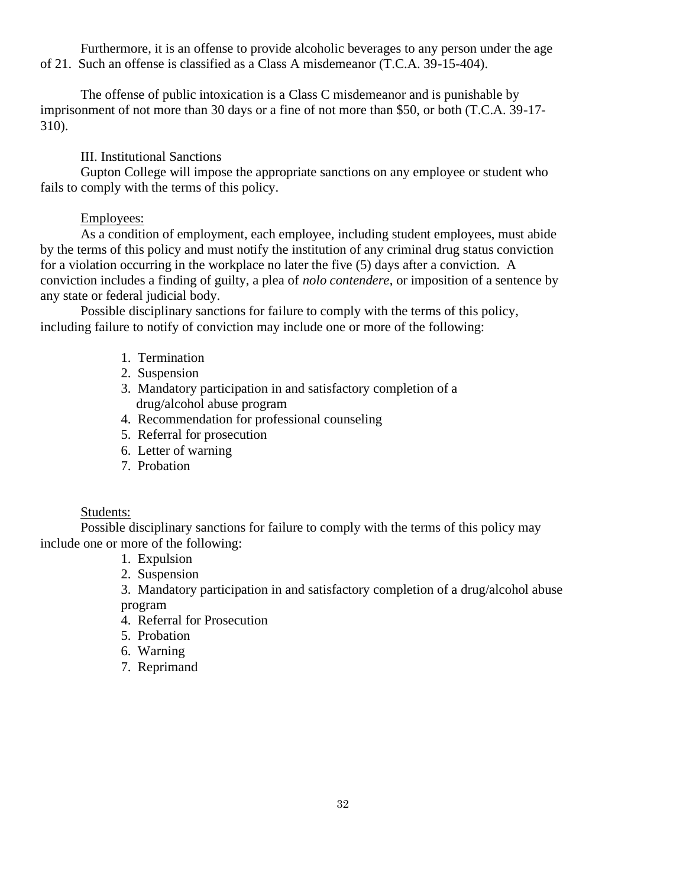Furthermore, it is an offense to provide alcoholic beverages to any person under the age of 21. Such an offense is classified as a Class A misdemeanor (T.C.A. 39-15-404).

The offense of public intoxication is a Class C misdemeanor and is punishable by imprisonment of not more than 30 days or a fine of not more than $50, or both (T.C.A. 39-17-310).

III. Institutional Sanctions

Gupton College will impose the appropriate sanctions on any employee or student who fails to comply with the terms of this policy.

Employees:

As a condition of employment, each employee, including student employees, must abide by the terms of this policy and must notify the institution of any criminal drug status conviction for a violation occurring in the workplace no later the five (5) days after a conviction. A conviction includes a finding of guilty, a plea of *nolo contendere*, or imposition of a sentence by any state or federal judicial body.

Possible disciplinary sanctions for failure to comply with the terms of this policy, including failure to notify of conviction may include one or more of the following:

1. Termination
2. Suspension
3. Mandatory participation in and satisfactory completion of a drug/alcohol abuse program
4. Recommendation for professional counseling
5. Referral for prosecution
6. Letter of warning
7. Probation

Students:

Possible disciplinary sanctions for failure to comply with the terms of this policy may include one or more of the following:

1. Expulsion
2. Suspension
3. Mandatory participation in and satisfactory completion of a drug/alcohol abuse program
4. Referral for Prosecution
5. Probation
6. Warning
7. Reprimand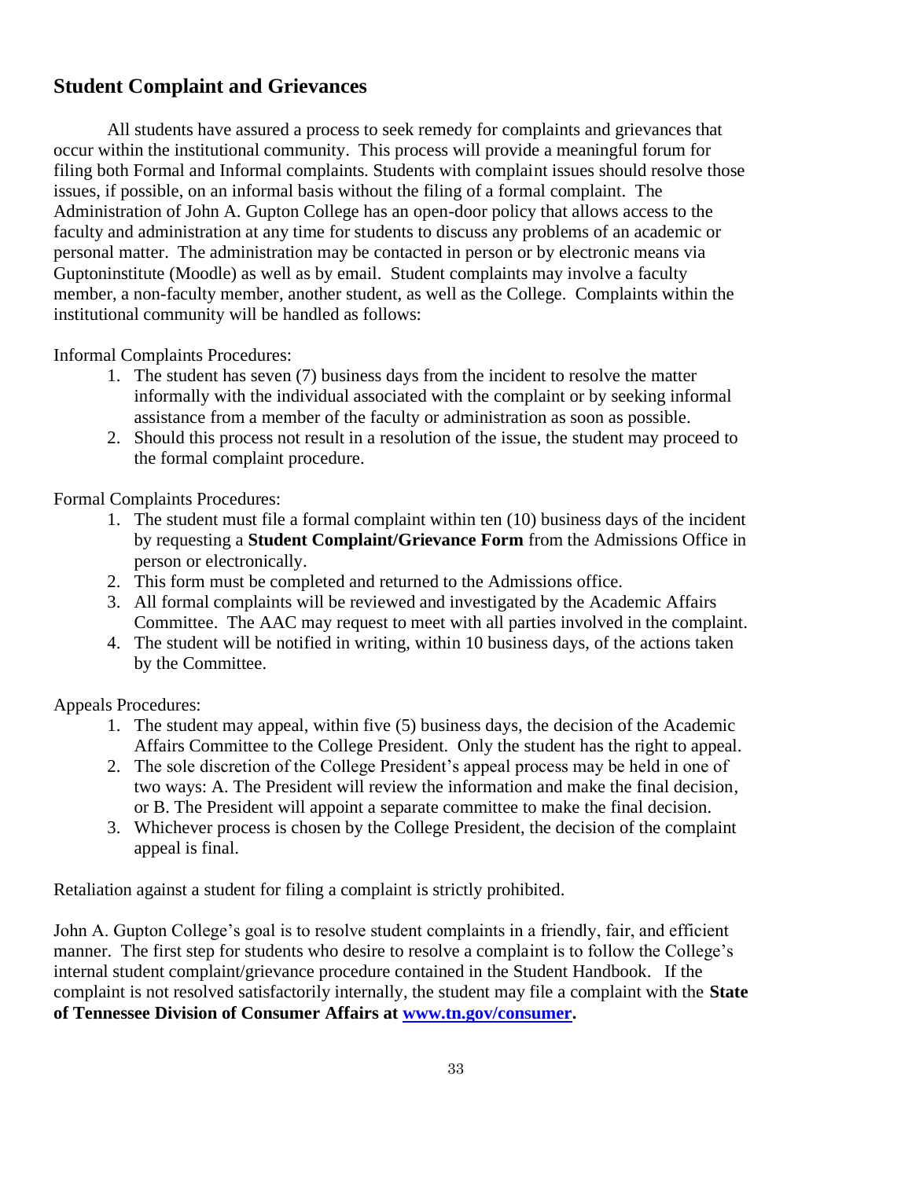## Student Complaint and Grievances

All students have assured a process to seek remedy for complaints and grievances that occur within the institutional community. This process will provide a meaningful forum for filing both Formal and Informal complaints. Students with complaint issues should resolve those issues, if possible, on an informal basis without the filing of a formal complaint. The Administration of John A. Gupton College has an open-door policy that allows access to the faculty and administration at any time for students to discuss any problems of an academic or personal matter. The administration may be contacted in person or by electronic means via Guptoninstitute (Moodle) as well as by email. Student complaints may involve a faculty member, a non-faculty member, another student, as well as the College. Complaints within the institutional community will be handled as follows:

Informal Complaints Procedures:

1. The student has seven (7) business days from the incident to resolve the matter informally with the individual associated with the complaint or by seeking informal assistance from a member of the faculty or administration as soon as possible.
2. Should this process not result in a resolution of the issue, the student may proceed to the formal complaint procedure.

Formal Complaints Procedures:

1. The student must file a formal complaint within ten (10) business days of the incident by requesting a **Student Complaint/Grievance Form** from the Admissions Office in person or electronically.
2. This form must be completed and returned to the Admissions office.
3. All formal complaints will be reviewed and investigated by the Academic Affairs Committee. The AAC may request to meet with all parties involved in the complaint.
4. The student will be notified in writing, within 10 business days, of the actions taken by the Committee.

Appeals Procedures:

1. The student may appeal, within five (5) business days, the decision of the Academic Affairs Committee to the College President. Only the student has the right to appeal.
2. The sole discretion of the College President's appeal process may be held in one of two ways: A. The President will review the information and make the final decision, or B. The President will appoint a separate committee to make the final decision.
3. Whichever process is chosen by the College President, the decision of the complaint appeal is final.

Retaliation against a student for filing a complaint is strictly prohibited.

John A. Gupton College's goal is to resolve student complaints in a friendly, fair, and efficient manner. The first step for students who desire to resolve a complaint is to follow the College's internal student complaint/grievance procedure contained in the Student Handbook. If the complaint is not resolved satisfactorily internally, the student may file a complaint with the **State of Tennessee Division of Consumer Affairs at [www.tn.gov/consumer](http://www.tn.gov/consumer).**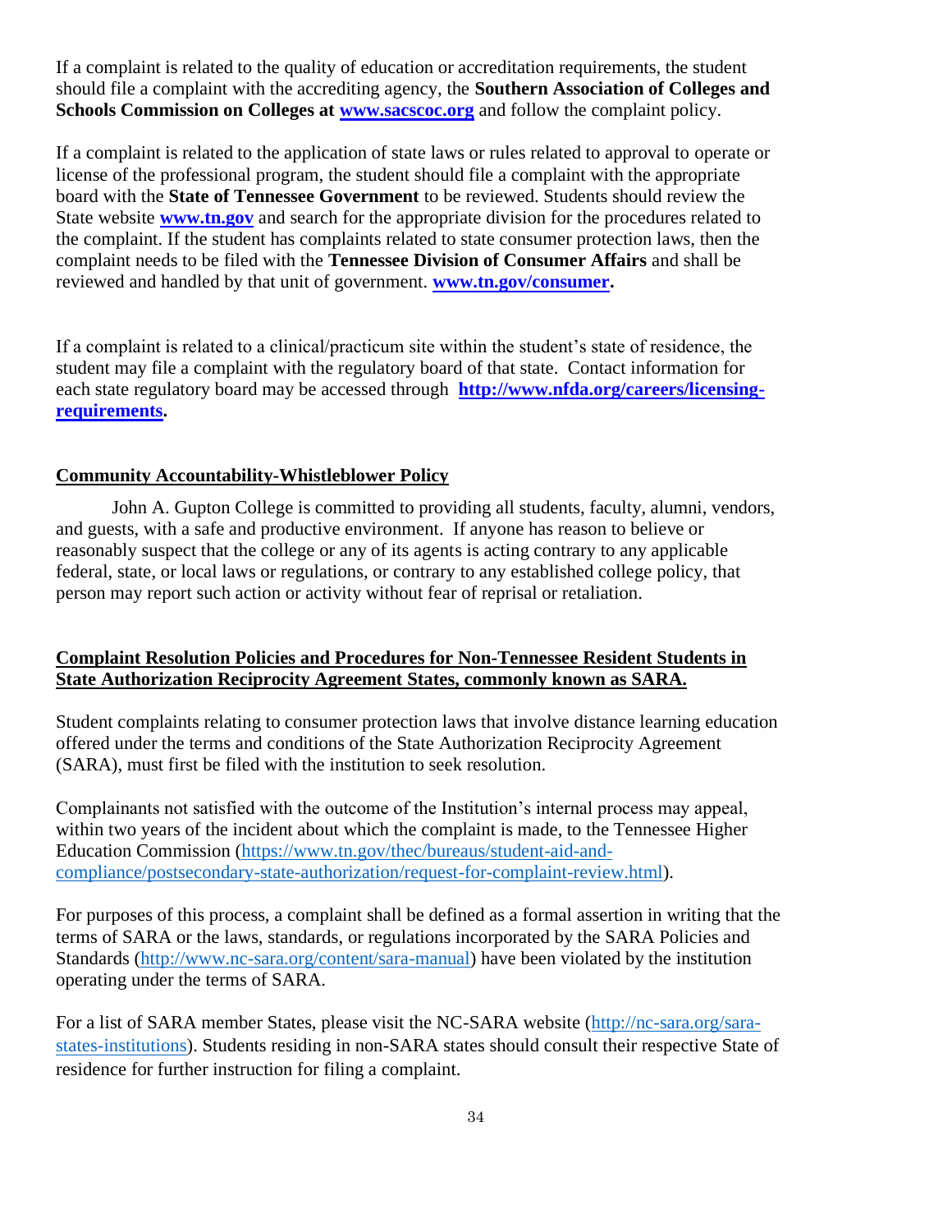If a complaint is related to the quality of education or accreditation requirements, the student should file a complaint with the accrediting agency, the **Southern Association of Colleges and Schools Commission on Colleges at [www.sacscoc.org](http://www.sacscoc.org)** and follow the complaint policy.

If a complaint is related to the application of state laws or rules related to approval to operate or license of the professional program, the student should file a complaint with the appropriate board with the **State of Tennessee Government** to be reviewed. Students should review the State website **[www.tn.gov](http://www.tn.gov)** and search for the appropriate division for the procedures related to the complaint. If the student has complaints related to state consumer protection laws, then the complaint needs to be filed with the **Tennessee Division of Consumer Affairs** and shall be reviewed and handled by that unit of government. **[www.tn.gov/consumer](http://www.tn.gov/consumer).**

If a complaint is related to a clinical/practicum site within the student's state of residence, the student may file a complaint with the regulatory board of that state. Contact information for each state regulatory board may be accessed through **[http://www.nfda.org/careers/licensing-requirements](http://www.nfda.org/careers/licensing-requirements).**

## Community Accountability-Whistleblower Policy

John A. Gupton College is committed to providing all students, faculty, alumni, vendors, and guests, with a safe and productive environment. If anyone has reason to believe or reasonably suspect that the college or any of its agents is acting contrary to any applicable federal, state, or local laws or regulations, or contrary to any established college policy, that person may report such action or activity without fear of reprisal or retaliation.

## Complaint Resolution Policies and Procedures for Non-Tennessee Resident Students in State Authorization Reciprocity Agreement States, commonly known as SARA.

Student complaints relating to consumer protection laws that involve distance learning education offered under the terms and conditions of the State Authorization Reciprocity Agreement (SARA), must first be filed with the institution to seek resolution.

Complainants not satisfied with the outcome of the Institution's internal process may appeal, within two years of the incident about which the complaint is made, to the Tennessee Higher Education Commission ([https://www.tn.gov/thec/bureaus/student-aid-and-compliance/postsecondary-state-authorization/request-for-complaint-review.html](https://www.tn.gov/thec/bureaus/student-aid-and-compliance/postsecondary-state-authorization/request-for-complaint-review.html)).

For purposes of this process, a complaint shall be defined as a formal assertion in writing that the terms of SARA or the laws, standards, or regulations incorporated by the SARA Policies and Standards ([http://www.nc-sara.org/content/sara-manual](http://www.nc-sara.org/content/sara-manual)) have been violated by the institution operating under the terms of SARA.

For a list of SARA member States, please visit the NC-SARA website ([http://nc-sara.org/sara-states-institutions](http://nc-sara.org/sara-states-institutions)). Students residing in non-SARA states should consult their respective State of residence for further instruction for filing a complaint.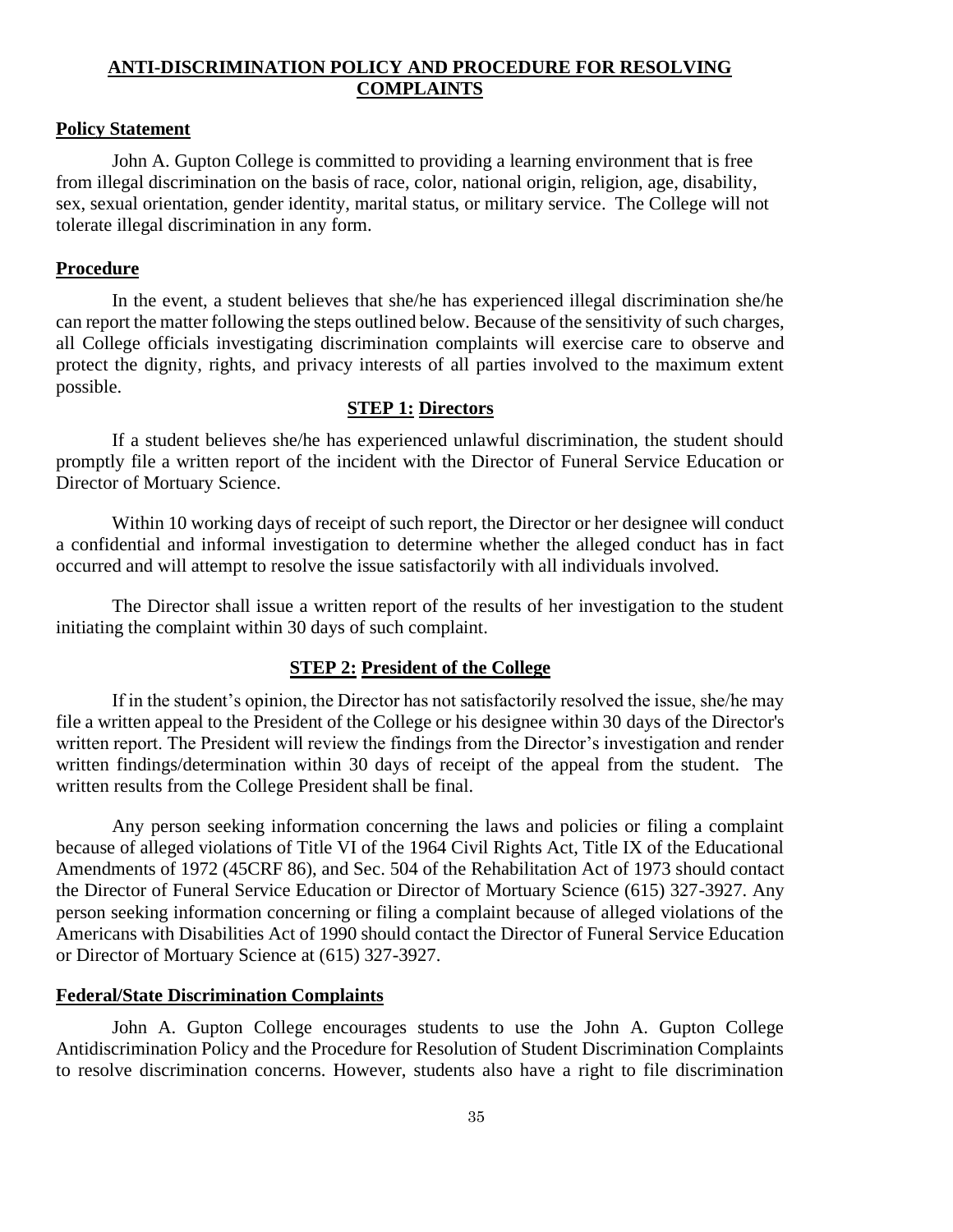## ANTI-DISCRIMINATION POLICY AND PROCEDURE FOR RESOLVING COMPLAINTS

### Policy Statement

John A. Gupton College is committed to providing a learning environment that is free from illegal discrimination on the basis of race, color, national origin, religion, age, disability, sex, sexual orientation, gender identity, marital status, or military service. The College will not tolerate illegal discrimination in any form.

### Procedure

In the event, a student believes that she/he has experienced illegal discrimination she/he can report the matter following the steps outlined below. Because of the sensitivity of such charges, all College officials investigating discrimination complaints will exercise care to observe and protect the dignity, rights, and privacy interests of all parties involved to the maximum extent possible.

#### STEP 1: Directors

If a student believes she/he has experienced unlawful discrimination, the student should promptly file a written report of the incident with the Director of Funeral Service Education or Director of Mortuary Science.

Within 10 working days of receipt of such report, the Director or her designee will conduct a confidential and informal investigation to determine whether the alleged conduct has in fact occurred and will attempt to resolve the issue satisfactorily with all individuals involved.

The Director shall issue a written report of the results of her investigation to the student initiating the complaint within 30 days of such complaint.

#### STEP 2: President of the College

If in the student's opinion, the Director has not satisfactorily resolved the issue, she/he may file a written appeal to the President of the College or his designee within 30 days of the Director's written report. The President will review the findings from the Director's investigation and render written findings/determination within 30 days of receipt of the appeal from the student. The written results from the College President shall be final.

Any person seeking information concerning the laws and policies or filing a complaint because of alleged violations of Title VI of the 1964 Civil Rights Act, Title IX of the Educational Amendments of 1972 (45CRF 86), and Sec. 504 of the Rehabilitation Act of 1973 should contact the Director of Funeral Service Education or Director of Mortuary Science (615) 327-3927. Any person seeking information concerning or filing a complaint because of alleged violations of the Americans with Disabilities Act of 1990 should contact the Director of Funeral Service Education or Director of Mortuary Science at (615) 327-3927.

### Federal/State Discrimination Complaints

John A. Gupton College encourages students to use the John A. Gupton College Antidiscrimination Policy and the Procedure for Resolution of Student Discrimination Complaints to resolve discrimination concerns. However, students also have a right to file discrimination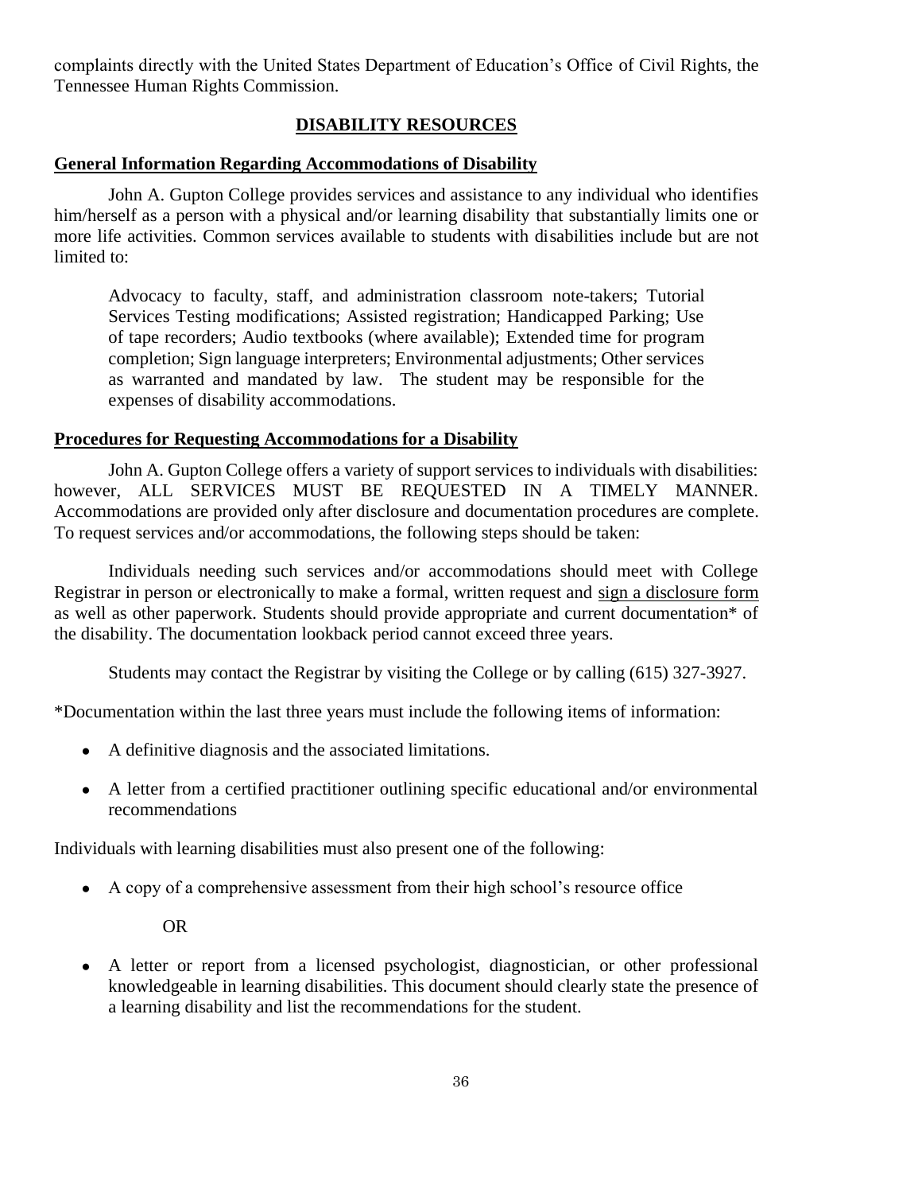complaints directly with the United States Department of Education's Office of Civil Rights, the Tennessee Human Rights Commission.

## DISABILITY RESOURCES

### General Information Regarding Accommodations of Disability

John A. Gupton College provides services and assistance to any individual who identifies him/herself as a person with a physical and/or learning disability that substantially limits one or more life activities. Common services available to students with disabilities include but are not limited to:

> Advocacy to faculty, staff, and administration classroom note-takers; Tutorial Services Testing modifications; Assisted registration; Handicapped Parking; Use of tape recorders; Audio textbooks (where available); Extended time for program completion; Sign language interpreters; Environmental adjustments; Other services as warranted and mandated by law. The student may be responsible for the expenses of disability accommodations.

### Procedures for Requesting Accommodations for a Disability

John A. Gupton College offers a variety of support services to individuals with disabilities: however, ALL SERVICES MUST BE REQUESTED IN A TIMELY MANNER. Accommodations are provided only after disclosure and documentation procedures are complete. To request services and/or accommodations, the following steps should be taken:

Individuals needing such services and/or accommodations should meet with College Registrar in person or electronically to make a formal, written request and sign a disclosure form as well as other paperwork. Students should provide appropriate and current documentation* of the disability. The documentation lookback period cannot exceed three years.

Students may contact the Registrar by visiting the College or by calling (615) 327-3927.

*Documentation within the last three years must include the following items of information:

- A definitive diagnosis and the associated limitations.
- A letter from a certified practitioner outlining specific educational and/or environmental recommendations

Individuals with learning disabilities must also present one of the following:

- A copy of a comprehensive assessment from their high school's resource office

  OR

- A letter or report from a licensed psychologist, diagnostician, or other professional knowledgeable in learning disabilities. This document should clearly state the presence of a learning disability and list the recommendations for the student.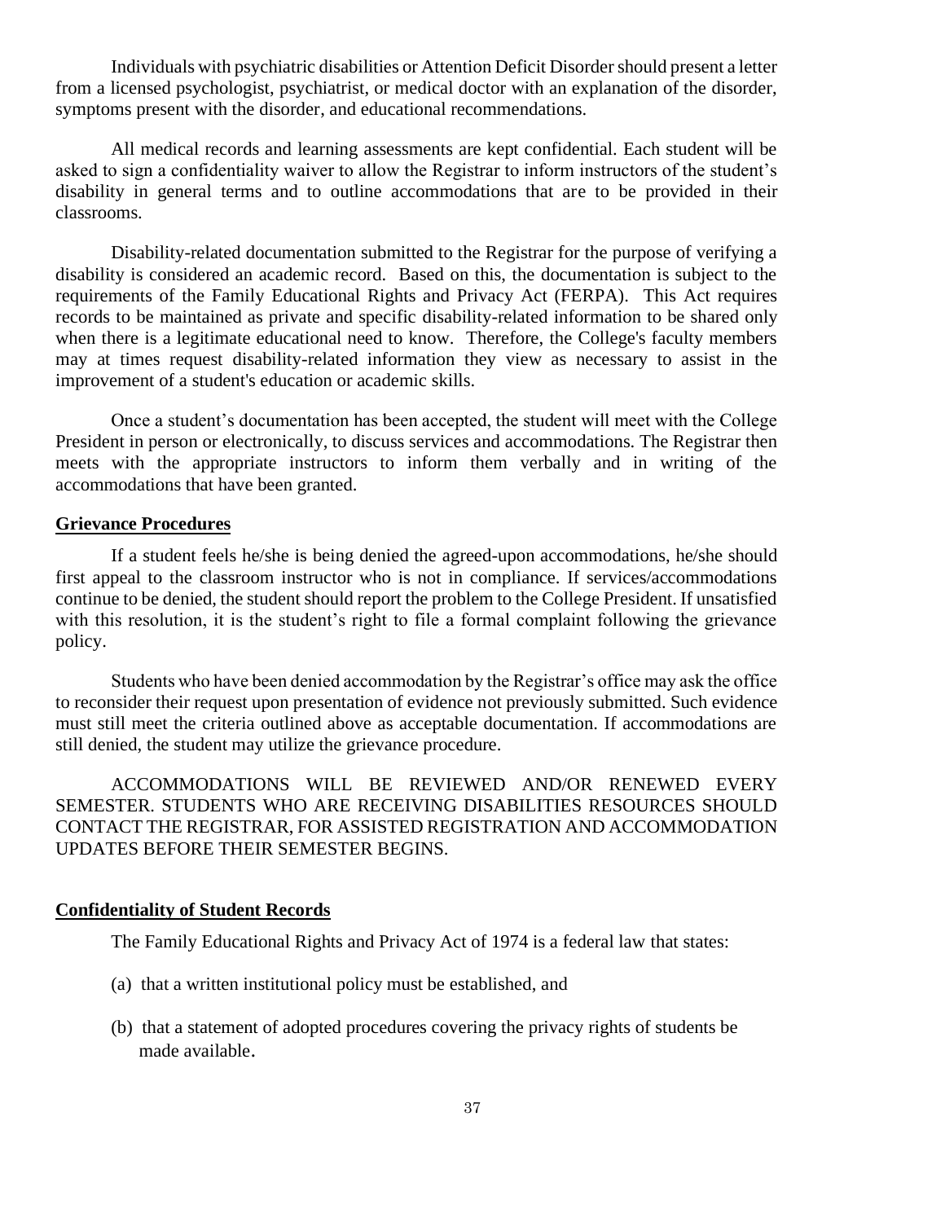Individuals with psychiatric disabilities or Attention Deficit Disorder should present a letter from a licensed psychologist, psychiatrist, or medical doctor with an explanation of the disorder, symptoms present with the disorder, and educational recommendations.

All medical records and learning assessments are kept confidential. Each student will be asked to sign a confidentiality waiver to allow the Registrar to inform instructors of the student's disability in general terms and to outline accommodations that are to be provided in their classrooms.

Disability-related documentation submitted to the Registrar for the purpose of verifying a disability is considered an academic record. Based on this, the documentation is subject to the requirements of the Family Educational Rights and Privacy Act (FERPA). This Act requires records to be maintained as private and specific disability-related information to be shared only when there is a legitimate educational need to know. Therefore, the College's faculty members may at times request disability-related information they view as necessary to assist in the improvement of a student's education or academic skills.

Once a student's documentation has been accepted, the student will meet with the College President in person or electronically, to discuss services and accommodations. The Registrar then meets with the appropriate instructors to inform them verbally and in writing of the accommodations that have been granted.

## Grievance Procedures

If a student feels he/she is being denied the agreed-upon accommodations, he/she should first appeal to the classroom instructor who is not in compliance. If services/accommodations continue to be denied, the student should report the problem to the College President. If unsatisfied with this resolution, it is the student's right to file a formal complaint following the grievance policy.

Students who have been denied accommodation by the Registrar's office may ask the office to reconsider their request upon presentation of evidence not previously submitted. Such evidence must still meet the criteria outlined above as acceptable documentation. If accommodations are still denied, the student may utilize the grievance procedure.

ACCOMMODATIONS WILL BE REVIEWED AND/OR RENEWED EVERY SEMESTER. STUDENTS WHO ARE RECEIVING DISABILITIES RESOURCES SHOULD CONTACT THE REGISTRAR, FOR ASSISTED REGISTRATION AND ACCOMMODATION UPDATES BEFORE THEIR SEMESTER BEGINS.

## Confidentiality of Student Records

The Family Educational Rights and Privacy Act of 1974 is a federal law that states:

(a) that a written institutional policy must be established, and

(b) that a statement of adopted procedures covering the privacy rights of students be made available.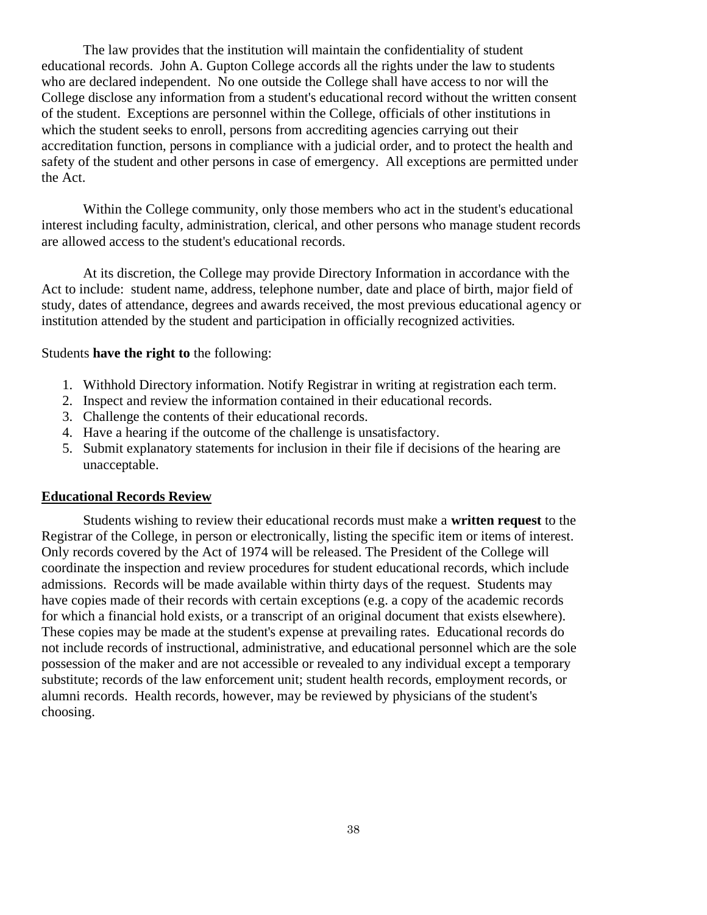The law provides that the institution will maintain the confidentiality of student educational records. John A. Gupton College accords all the rights under the law to students who are declared independent. No one outside the College shall have access to nor will the College disclose any information from a student's educational record without the written consent of the student. Exceptions are personnel within the College, officials of other institutions in which the student seeks to enroll, persons from accrediting agencies carrying out their accreditation function, persons in compliance with a judicial order, and to protect the health and safety of the student and other persons in case of emergency. All exceptions are permitted under the Act.

Within the College community, only those members who act in the student's educational interest including faculty, administration, clerical, and other persons who manage student records are allowed access to the student's educational records.

At its discretion, the College may provide Directory Information in accordance with the Act to include: student name, address, telephone number, date and place of birth, major field of study, dates of attendance, degrees and awards received, the most previous educational agency or institution attended by the student and participation in officially recognized activities.

Students **have the right to** the following:

1. Withhold Directory information. Notify Registrar in writing at registration each term.
2. Inspect and review the information contained in their educational records.
3. Challenge the contents of their educational records.
4. Have a hearing if the outcome of the challenge is unsatisfactory.
5. Submit explanatory statements for inclusion in their file if decisions of the hearing are unacceptable.

## Educational Records Review

Students wishing to review their educational records must make a **written request** to the Registrar of the College, in person or electronically, listing the specific item or items of interest. Only records covered by the Act of 1974 will be released. The President of the College will coordinate the inspection and review procedures for student educational records, which include admissions. Records will be made available within thirty days of the request. Students may have copies made of their records with certain exceptions (e.g. a copy of the academic records for which a financial hold exists, or a transcript of an original document that exists elsewhere). These copies may be made at the student's expense at prevailing rates. Educational records do not include records of instructional, administrative, and educational personnel which are the sole possession of the maker and are not accessible or revealed to any individual except a temporary substitute; records of the law enforcement unit; student health records, employment records, or alumni records. Health records, however, may be reviewed by physicians of the student's choosing.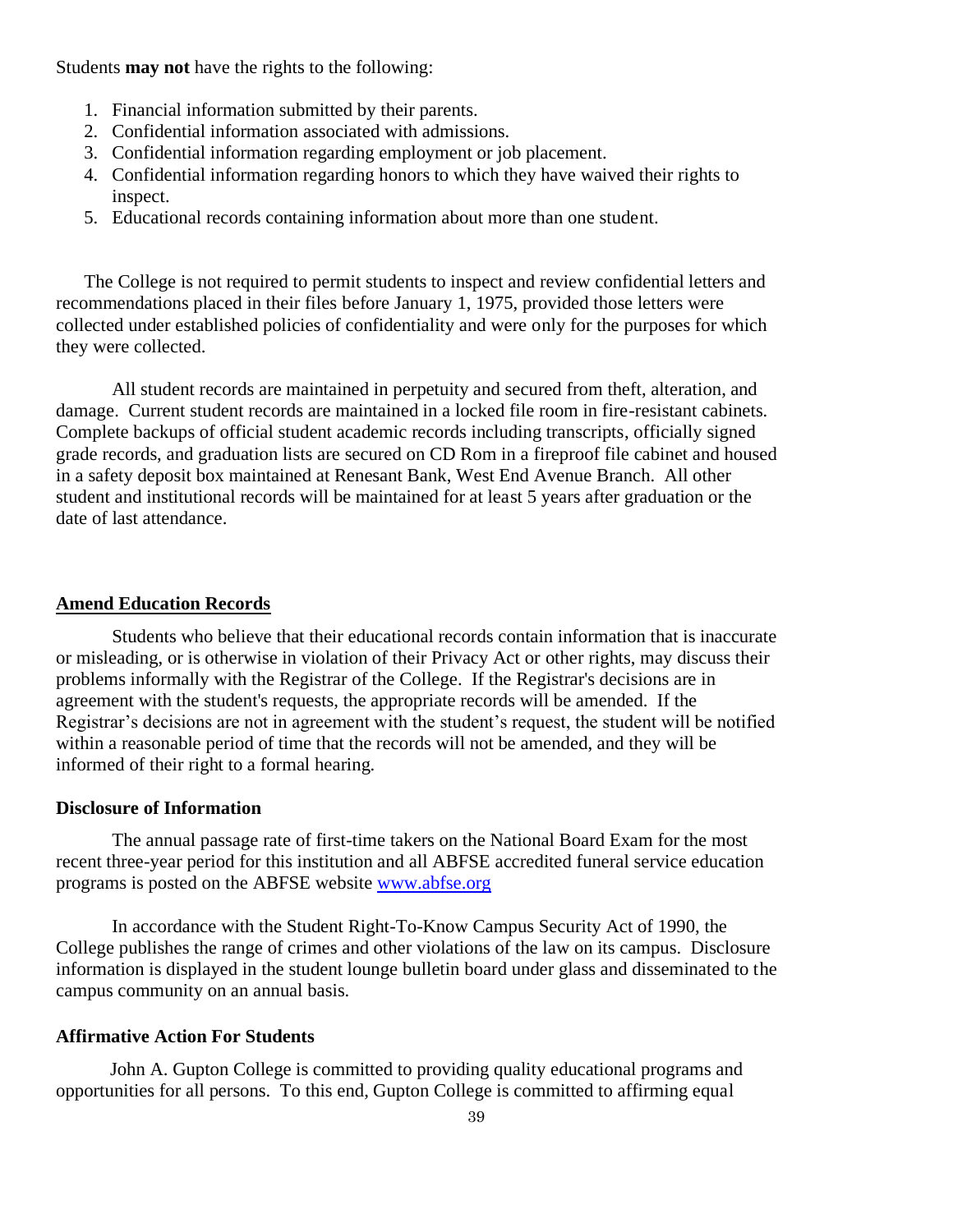Students **may not** have the rights to the following:

1. Financial information submitted by their parents.
2. Confidential information associated with admissions.
3. Confidential information regarding employment or job placement.
4. Confidential information regarding honors to which they have waived their rights to inspect.
5. Educational records containing information about more than one student.

The College is not required to permit students to inspect and review confidential letters and recommendations placed in their files before January 1, 1975, provided those letters were collected under established policies of confidentiality and were only for the purposes for which they were collected.

All student records are maintained in perpetuity and secured from theft, alteration, and damage. Current student records are maintained in a locked file room in fire-resistant cabinets. Complete backups of official student academic records including transcripts, officially signed grade records, and graduation lists are secured on CD Rom in a fireproof file cabinet and housed in a safety deposit box maintained at Renesant Bank, West End Avenue Branch. All other student and institutional records will be maintained for at least 5 years after graduation or the date of last attendance.

## Amend Education Records

Students who believe that their educational records contain information that is inaccurate or misleading, or is otherwise in violation of their Privacy Act or other rights, may discuss their problems informally with the Registrar of the College. If the Registrar's decisions are in agreement with the student's requests, the appropriate records will be amended. If the Registrar's decisions are not in agreement with the student's request, the student will be notified within a reasonable period of time that the records will not be amended, and they will be informed of their right to a formal hearing.

### Disclosure of Information

The annual passage rate of first-time takers on the National Board Exam for the most recent three-year period for this institution and all ABFSE accredited funeral service education programs is posted on the ABFSE website [www.abfse.org](http://www.abfse.org)

In accordance with the Student Right-To-Know Campus Security Act of 1990, the College publishes the range of crimes and other violations of the law on its campus. Disclosure information is displayed in the student lounge bulletin board under glass and disseminated to the campus community on an annual basis.

### Affirmative Action For Students

John A. Gupton College is committed to providing quality educational programs and opportunities for all persons. To this end, Gupton College is committed to affirming equal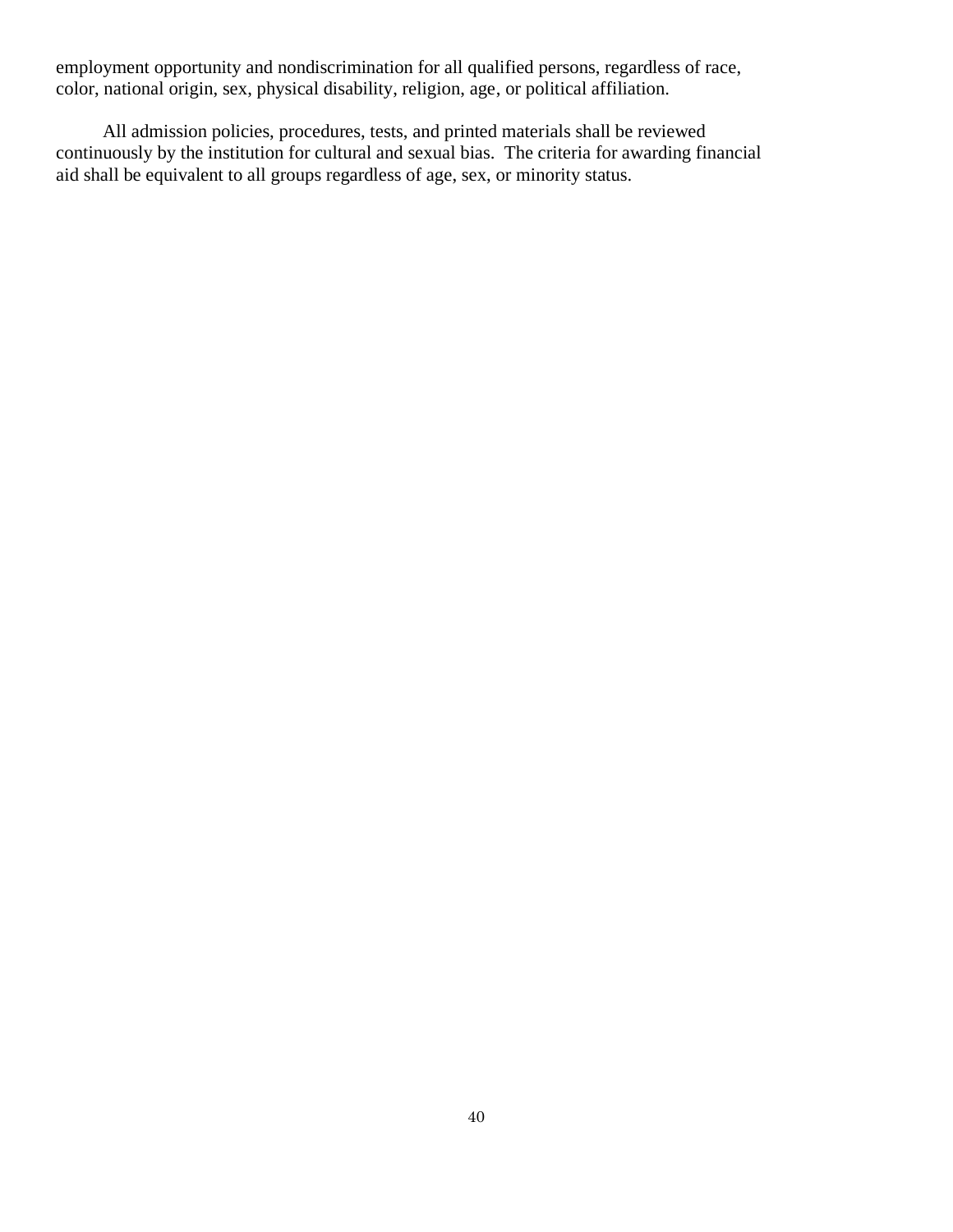employment opportunity and nondiscrimination for all qualified persons, regardless of race, color, national origin, sex, physical disability, religion, age, or political affiliation.

All admission policies, procedures, tests, and printed materials shall be reviewed continuously by the institution for cultural and sexual bias. The criteria for awarding financial aid shall be equivalent to all groups regardless of age, sex, or minority status.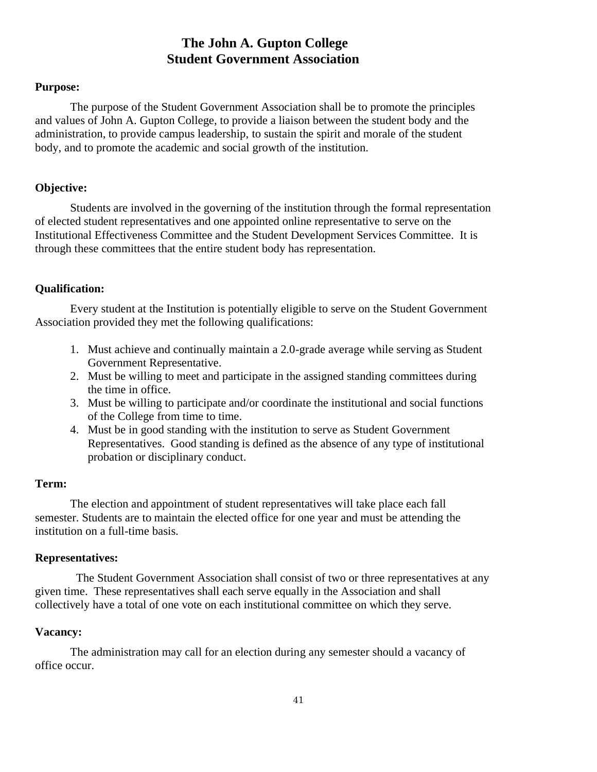# The John A. Gupton College Student Government Association

**Purpose:**

The purpose of the Student Government Association shall be to promote the principles and values of John A. Gupton College, to provide a liaison between the student body and the administration, to provide campus leadership, to sustain the spirit and morale of the student body, and to promote the academic and social growth of the institution.

**Objective:**

Students are involved in the governing of the institution through the formal representation of elected student representatives and one appointed online representative to serve on the Institutional Effectiveness Committee and the Student Development Services Committee. It is through these committees that the entire student body has representation.

**Qualification:**

Every student at the Institution is potentially eligible to serve on the Student Government Association provided they met the following qualifications:

1. Must achieve and continually maintain a 2.0-grade average while serving as Student Government Representative.
2. Must be willing to meet and participate in the assigned standing committees during the time in office.
3. Must be willing to participate and/or coordinate the institutional and social functions of the College from time to time.
4. Must be in good standing with the institution to serve as Student Government Representatives. Good standing is defined as the absence of any type of institutional probation or disciplinary conduct.

**Term:**

The election and appointment of student representatives will take place each fall semester. Students are to maintain the elected office for one year and must be attending the institution on a full-time basis.

**Representatives:**

The Student Government Association shall consist of two or three representatives at any given time. These representatives shall each serve equally in the Association and shall collectively have a total of one vote on each institutional committee on which they serve.

**Vacancy:**

The administration may call for an election during any semester should a vacancy of office occur.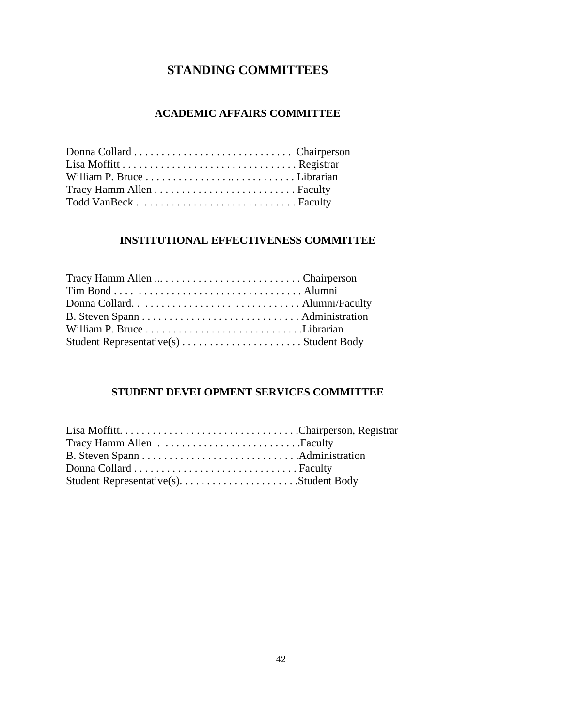# STANDING COMMITTEES

## ACADEMIC AFFAIRS COMMITTEE

Donna Collard . . . . . . . . . . . . . . . . . . . . . . . . . . . . . Chairperson
Lisa Moffitt . . . . . . . . . . . . . . . . . . . . . . . . . . . . . . . . Registrar
William P. Bruce . . . . . . . . . . . . . . .. . . . . . . . . . . . Librarian
Tracy Hamm Allen . . . . . . . . . . . . . . . . . . . . . . . . . . Faculty
Todd VanBeck .. . . . . . . . . . . . . . . . . . . . . . . . . . . . . Faculty

## INSTITUTIONAL EFFECTIVENESS COMMITTEE

Tracy Hamm Allen ... . . . . . . . . . . . . . . . . . . . . . . . . Chairperson
Tim Bond . . . . . . . . . . . . . . . . . . . . . . . . . . . . . . . . . . Alumni
Donna Collard. . . . . . . . . . . . . . . . . . . . . . . . . . . . . . Alumni/Faculty
B. Steven Spann . . . . . . . . . . . . . . . . . . . . . . . . . . . . . Administration
William P. Bruce . . . . . . . . . . . . . . . . . . . . . . . . . . . . .Librarian
Student Representative(s) . . . . . . . . . . . . . . . . . . . . . . Student Body

## STUDENT DEVELOPMENT SERVICES COMMITTEE

Lisa Moffitt. . . . . . . . . . . . . . . . . . . . . . . . . . . . . . . . .Chairperson, Registrar
Tracy Hamm Allen . . . . . . . . . . . . . . . . . . . . . . . . . .Faculty
B. Steven Spann . . . . . . . . . . . . . . . . . . . . . . . . . . . . .Administration
Donna Collard . . . . . . . . . . . . . . . . . . . . . . . . . . . . . . Faculty
Student Representative(s). . . . . . . . . . . . . . . . . . . . . . .Student Body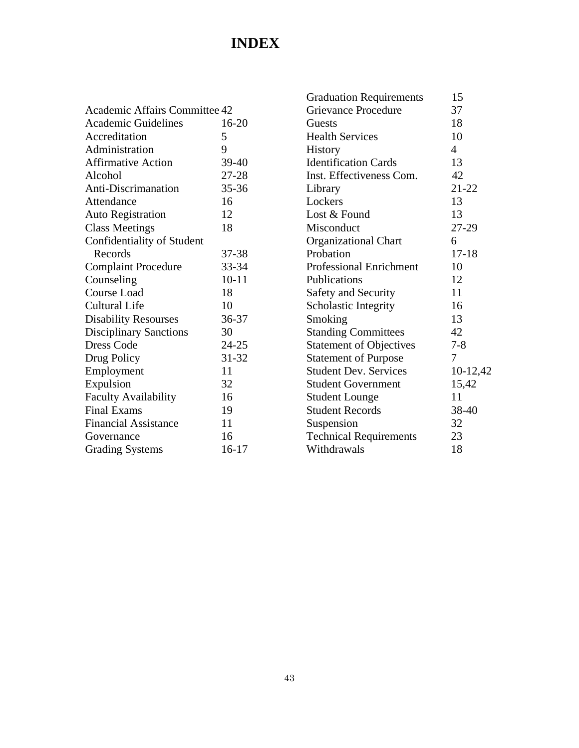# INDEX

| | |
|---|---|
| Academic Affairs Committee | 42 |
| Academic Guidelines | 16-20 |
| Accreditation | 5 |
| Administration | 9 |
| Affirmative Action | 39-40 |
| Alcohol | 27-28 |
| Anti-Discrimanation | 35-36 |
| Attendance | 16 |
| Auto Registration | 12 |
| Class Meetings | 18 |
| Confidentiality of Student Records | 37-38 |
| Complaint Procedure | 33-34 |
| Counseling | 10-11 |
| Course Load | 18 |
| Cultural Life | 10 |
| Disability Resourses | 36-37 |
| Disciplinary Sanctions | 30 |
| Dress Code | 24-25 |
| Drug Policy | 31-32 |
| Employment | 11 |
| Expulsion | 32 |
| Faculty Availability | 16 |
| Final Exams | 19 |
| Financial Assistance | 11 |
| Governance | 16 |
| Grading Systems | 16-17 |
| Graduation Requirements | 15 |
| Grievance Procedure | 37 |
| Guests | 18 |
| Health Services | 10 |
| History | 4 |
| Identification Cards | 13 |
| Inst. Effectiveness Com. | 42 |
| Library | 21-22 |
| Lockers | 13 |
| Lost & Found | 13 |
| Misconduct | 27-29 |
| Organizational Chart | 6 |
| Probation | 17-18 |
| Professional Enrichment | 10 |
| Publications | 12 |
| Safety and Security | 11 |
| Scholastic Integrity | 16 |
| Smoking | 13 |
| Standing Committees | 42 |
| Statement of Objectives | 7-8 |
| Statement of Purpose | 7 |
| Student Dev. Services | 10-12,42 |
| Student Government | 15,42 |
| Student Lounge | 11 |
| Student Records | 38-40 |
| Suspension | 32 |
| Technical Requirements | 23 |
| Withdrawals | 18 |